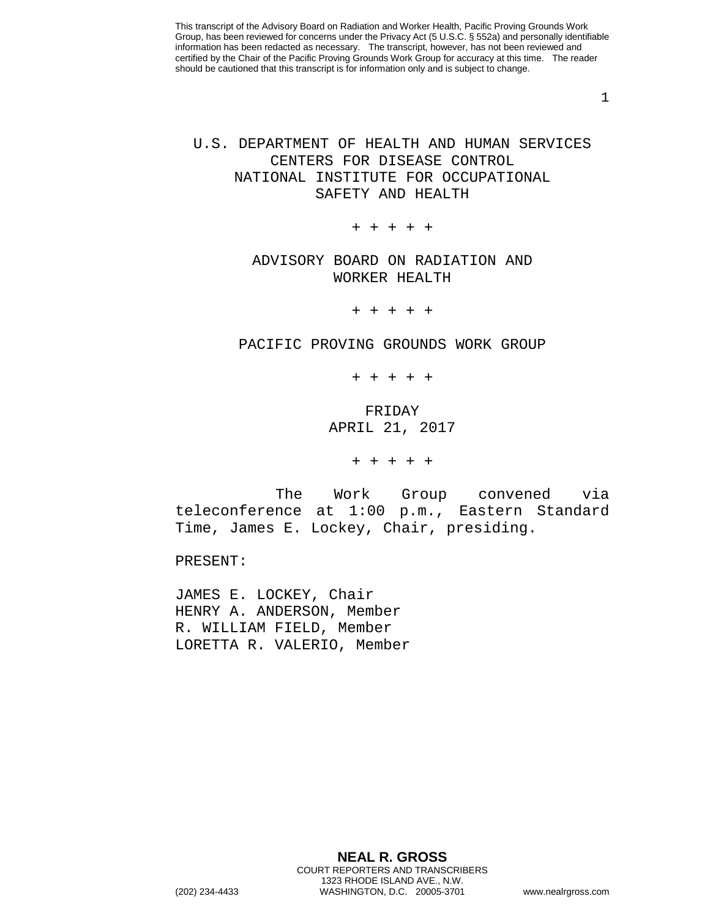This transcript of the Advisory Board on Radiation and Worker Health, Pacific Proving Grounds Work Group, has been reviewed for concerns under the Privacy Act (5 U.S.C. § 552a) and personally identifiable information has been redacted as necessary. The transcript, however, has not been reviewed and certified by the Chair of the Pacific Proving Grounds Work Group for accuracy at this time. The reader should be cautioned that this transcript is for information only and is subject to change.

# U.S. DEPARTMENT OF HEALTH AND HUMAN SERVICES
# CENTERS FOR DISEASE CONTROL
# NATIONAL INSTITUTE FOR OCCUPATIONAL SAFETY AND HEALTH

+ + + + +

## ADVISORY BOARD ON RADIATION AND WORKER HEALTH

+ + + + +

## PACIFIC PROVING GROUNDS WORK GROUP

+ + + + +

FRIDAY
APRIL 21, 2017

+ + + + +

The Work Group convened via teleconference at 1:00 p.m., Eastern Standard Time, James E. Lockey, Chair, presiding.

PRESENT:

JAMES E. LOCKEY, Chair
HENRY A. ANDERSON, Member
R. WILLIAM FIELD, Member
LORETTA R. VALERIO, Member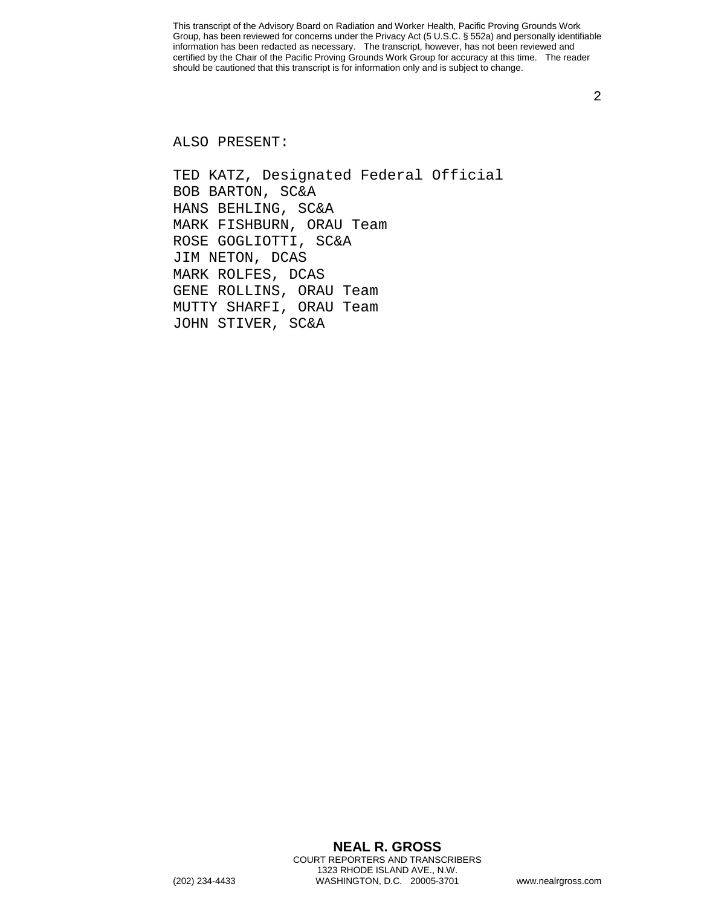ALSO PRESENT:

TED KATZ, Designated Federal Official
BOB BARTON, SC&A
HANS BEHLING, SC&A
MARK FISHBURN, ORAU Team
ROSE GOGLIOTTI, SC&A
JIM NETON, DCAS
MARK ROLFES, DCAS
GENE ROLLINS, ORAU Team
MUTTY SHARFI, ORAU Team
JOHN STIVER, SC&A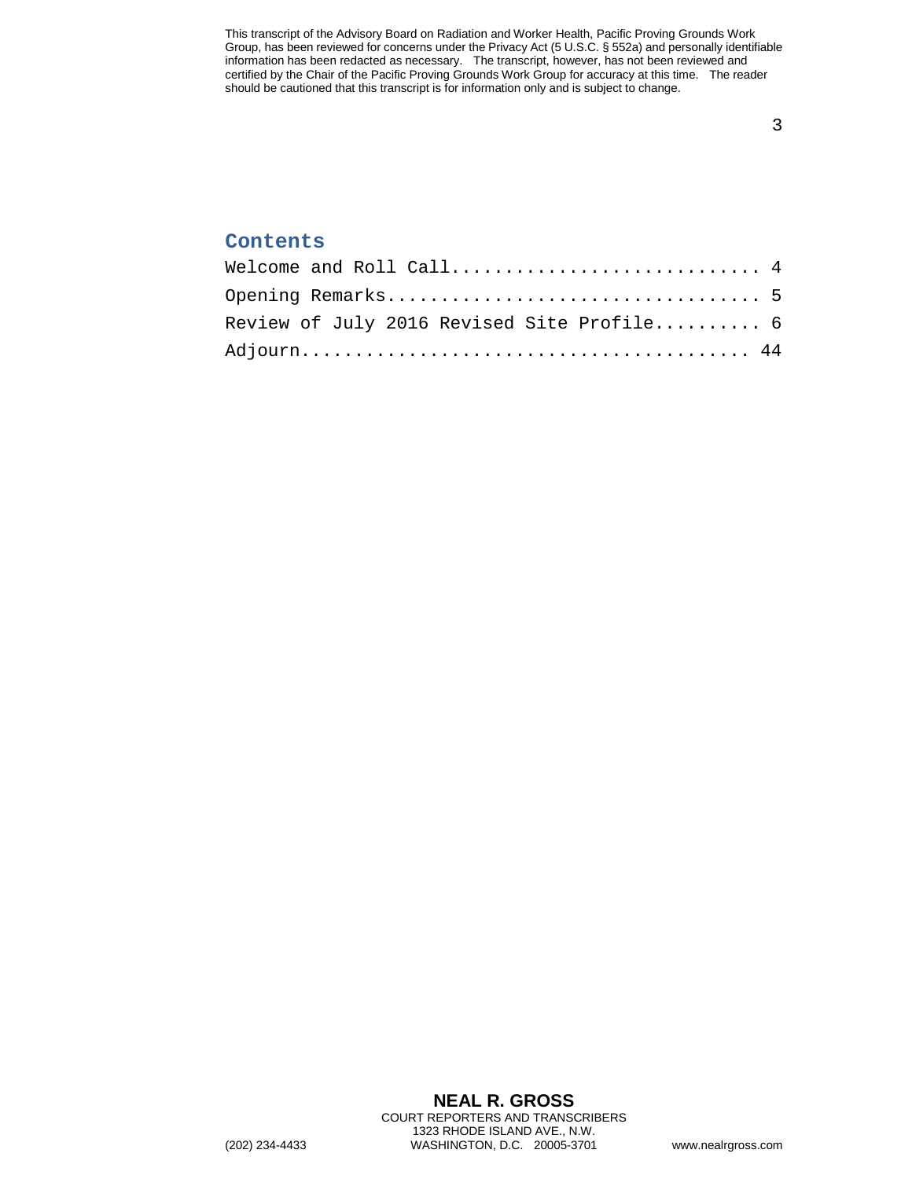## Contents

Welcome and Roll Call............................ 4

Opening Remarks.................................. 5

Review of July 2016 Revised Site Profile.......... 6

Adjourn.......................................... 44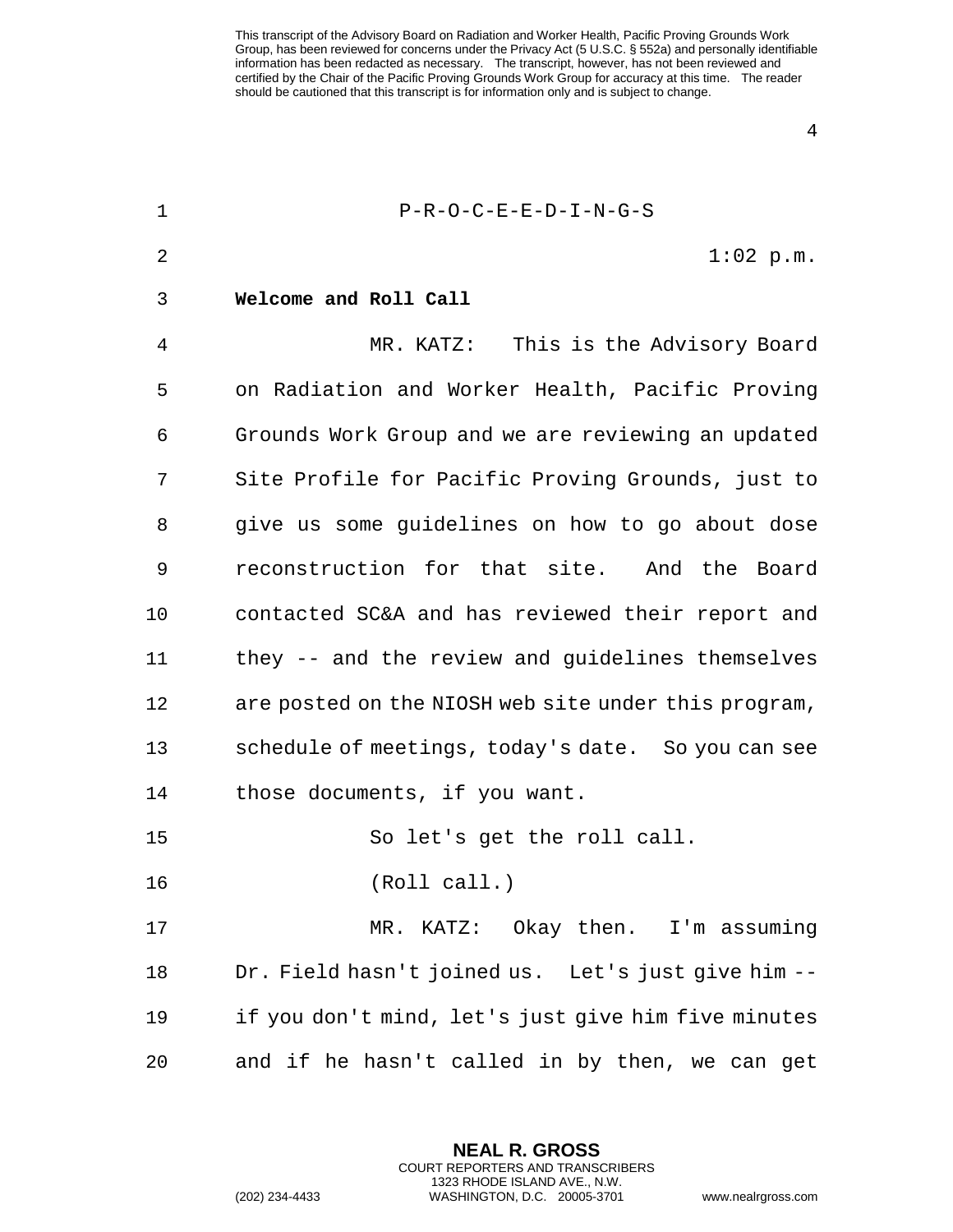P-R-O-C-E-E-D-I-N-G-S

1:02 p.m.

**Welcome and Roll Call**

MR. KATZ: This is the Advisory Board on Radiation and Worker Health, Pacific Proving Grounds Work Group and we are reviewing an updated Site Profile for Pacific Proving Grounds, just to give us some guidelines on how to go about dose reconstruction for that site. And the Board contacted SC&A and has reviewed their report and they -- and the review and guidelines themselves are posted on the NIOSH web site under this program, schedule of meetings, today's date. So you can see those documents, if you want.

So let's get the roll call.

(Roll call.)

MR. KATZ: Okay then. I'm assuming Dr. Field hasn't joined us. Let's just give him -- if you don't mind, let's just give him five minutes and if he hasn't called in by then, we can get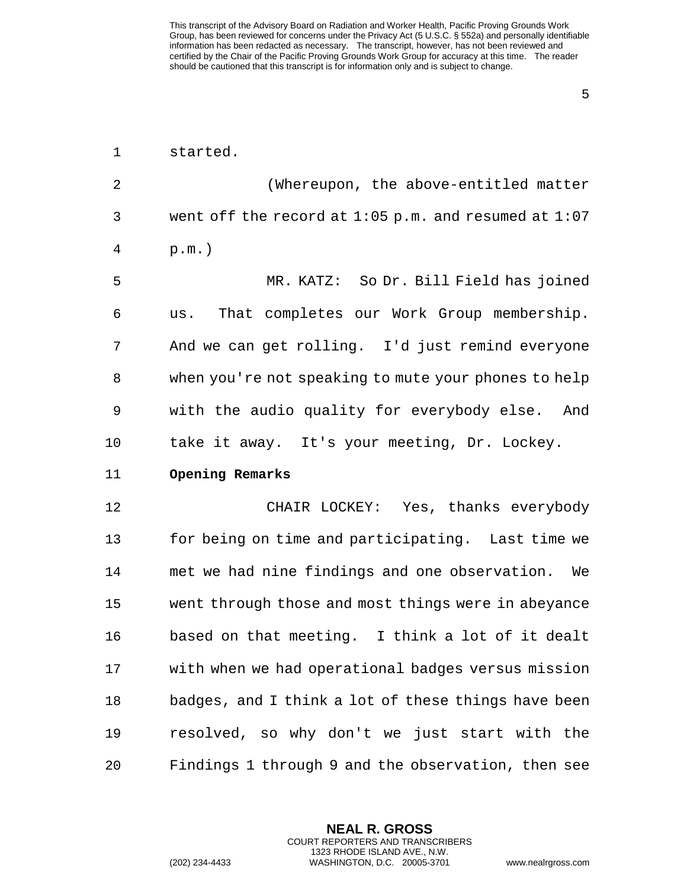started.

(Whereupon, the above-entitled matter went off the record at 1:05 p.m. and resumed at 1:07 p.m.)

MR. KATZ: So Dr. Bill Field has joined us. That completes our Work Group membership. And we can get rolling. I'd just remind everyone when you're not speaking to mute your phones to help with the audio quality for everybody else. And take it away. It's your meeting, Dr. Lockey.

**Opening Remarks**

CHAIR LOCKEY: Yes, thanks everybody for being on time and participating. Last time we met we had nine findings and one observation. We went through those and most things were in abeyance based on that meeting. I think a lot of it dealt with when we had operational badges versus mission badges, and I think a lot of these things have been resolved, so why don't we just start with the Findings 1 through 9 and the observation, then see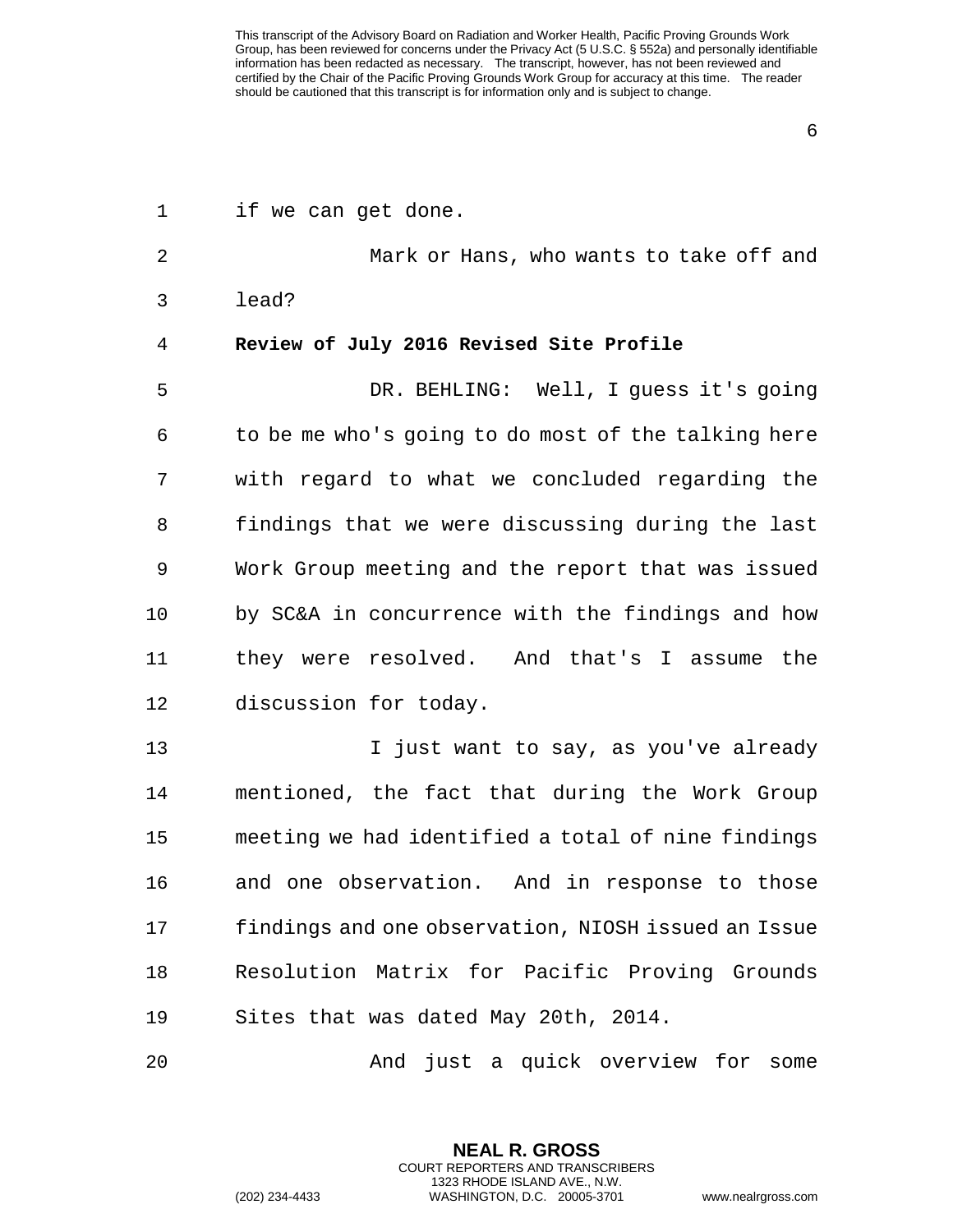if we can get done.

Mark or Hans, who wants to take off and lead?

**Review of July 2016 Revised Site Profile**

DR. BEHLING: Well, I guess it's going to be me who's going to do most of the talking here with regard to what we concluded regarding the findings that we were discussing during the last Work Group meeting and the report that was issued by SC&A in concurrence with the findings and how they were resolved. And that's I assume the discussion for today.

I just want to say, as you've already mentioned, the fact that during the Work Group meeting we had identified a total of nine findings and one observation. And in response to those findings and one observation, NIOSH issued an Issue Resolution Matrix for Pacific Proving Grounds Sites that was dated May 20th, 2014.

And just a quick overview for some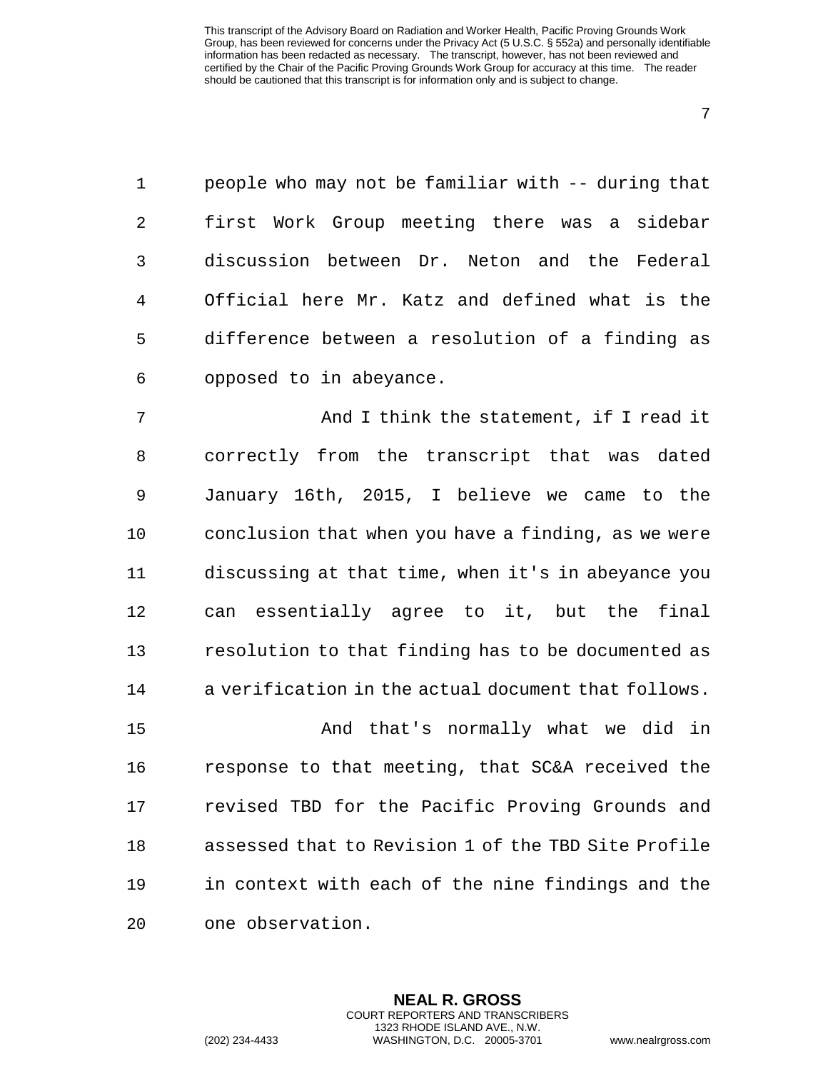people who may not be familiar with -- during that first Work Group meeting there was a sidebar discussion between Dr. Neton and the Federal Official here Mr. Katz and defined what is the difference between a resolution of a finding as opposed to in abeyance.

And I think the statement, if I read it correctly from the transcript that was dated January 16th, 2015, I believe we came to the conclusion that when you have a finding, as we were discussing at that time, when it's in abeyance you can essentially agree to it, but the final resolution to that finding has to be documented as a verification in the actual document that follows.

And that's normally what we did in response to that meeting, that SC&A received the revised TBD for the Pacific Proving Grounds and assessed that to Revision 1 of the TBD Site Profile in context with each of the nine findings and the one observation.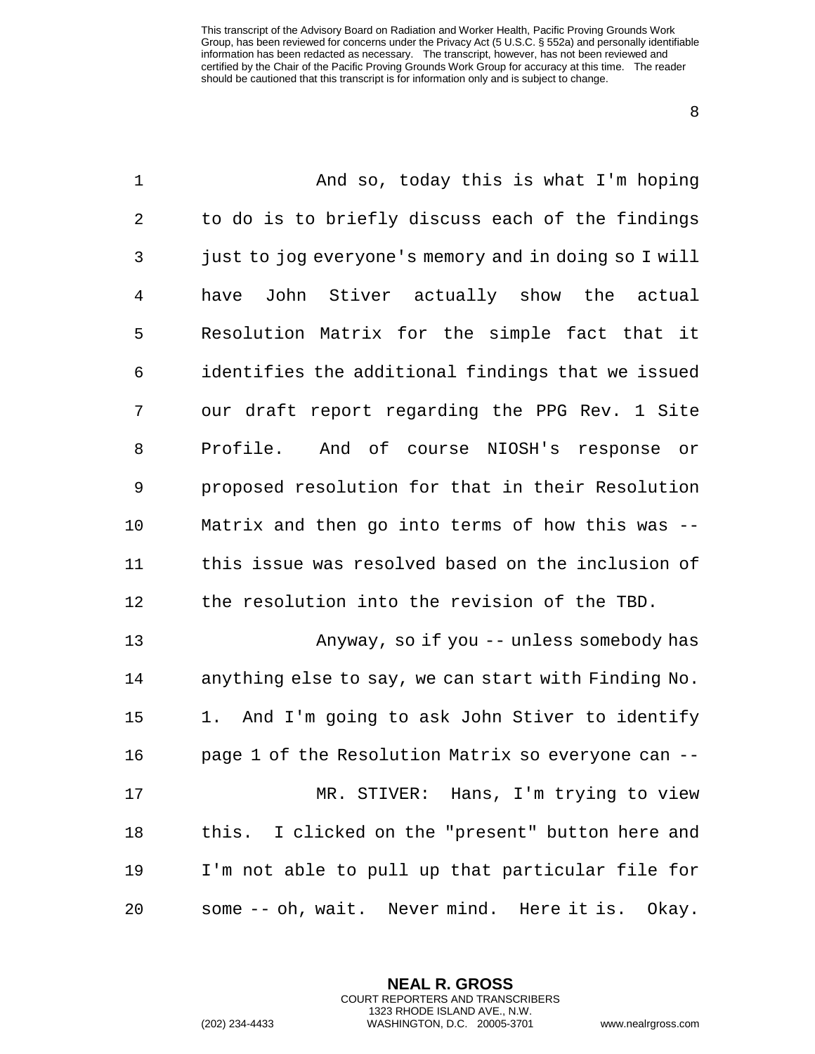And so, today this is what I'm hoping to do is to briefly discuss each of the findings just to jog everyone's memory and in doing so I will have John Stiver actually show the actual Resolution Matrix for the simple fact that it identifies the additional findings that we issued our draft report regarding the PPG Rev. 1 Site Profile. And of course NIOSH's response or proposed resolution for that in their Resolution Matrix and then go into terms of how this was -- this issue was resolved based on the inclusion of the resolution into the revision of the TBD.

Anyway, so if you -- unless somebody has anything else to say, we can start with Finding No. 1. And I'm going to ask John Stiver to identify page 1 of the Resolution Matrix so everyone can --

MR. STIVER: Hans, I'm trying to view this. I clicked on the "present" button here and I'm not able to pull up that particular file for some -- oh, wait. Never mind. Here it is. Okay.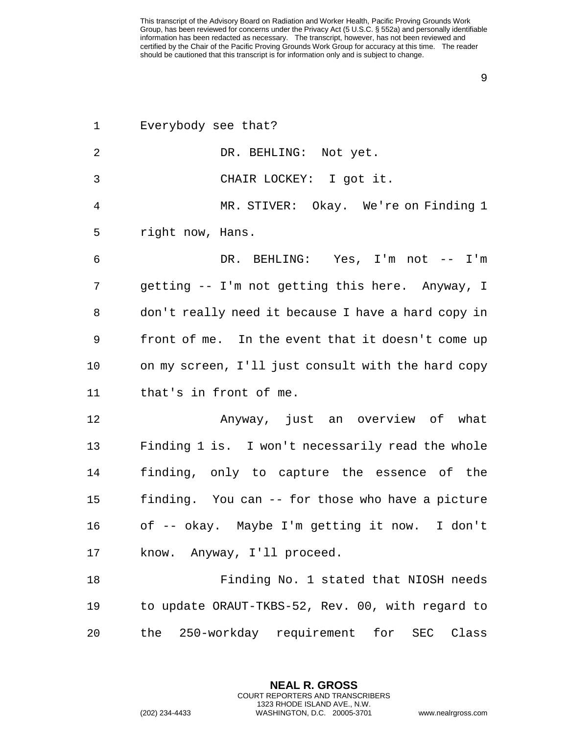Everybody see that?

DR. BEHLING: Not yet.

CHAIR LOCKEY: I got it.

MR. STIVER: Okay. We're on Finding 1 right now, Hans.

DR. BEHLING: Yes, I'm not -- I'm getting -- I'm not getting this here. Anyway, I don't really need it because I have a hard copy in front of me. In the event that it doesn't come up on my screen, I'll just consult with the hard copy that's in front of me.

Anyway, just an overview of what Finding 1 is. I won't necessarily read the whole finding, only to capture the essence of the finding. You can -- for those who have a picture of -- okay. Maybe I'm getting it now. I don't know. Anyway, I'll proceed.

Finding No. 1 stated that NIOSH needs to update ORAUT-TKBS-52, Rev. 00, with regard to the 250-workday requirement for SEC Class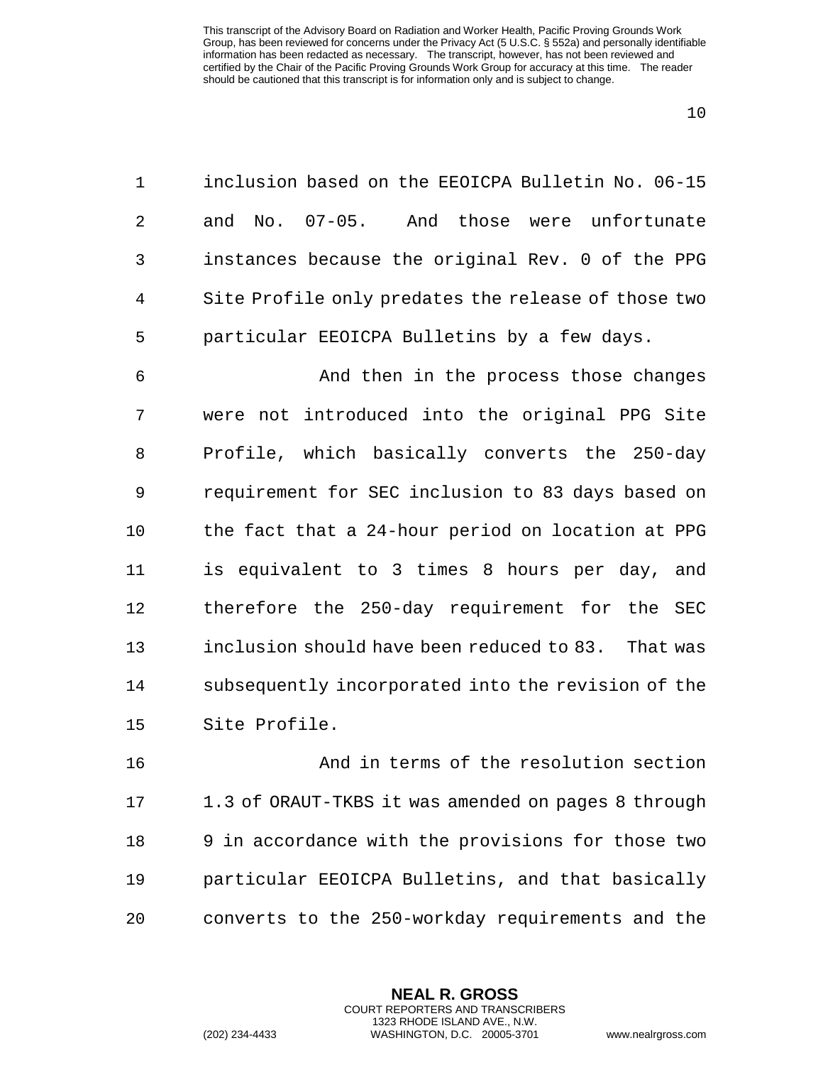inclusion based on the EEOICPA Bulletin No. 06-15 and No. 07-05. And those were unfortunate instances because the original Rev. 0 of the PPG Site Profile only predates the release of those two particular EEOICPA Bulletins by a few days.

And then in the process those changes were not introduced into the original PPG Site Profile, which basically converts the 250-day requirement for SEC inclusion to 83 days based on the fact that a 24-hour period on location at PPG is equivalent to 3 times 8 hours per day, and therefore the 250-day requirement for the SEC inclusion should have been reduced to 83. That was subsequently incorporated into the revision of the Site Profile.

And in terms of the resolution section 1.3 of ORAUT-TKBS it was amended on pages 8 through 9 in accordance with the provisions for those two particular EEOICPA Bulletins, and that basically converts to the 250-workday requirements and the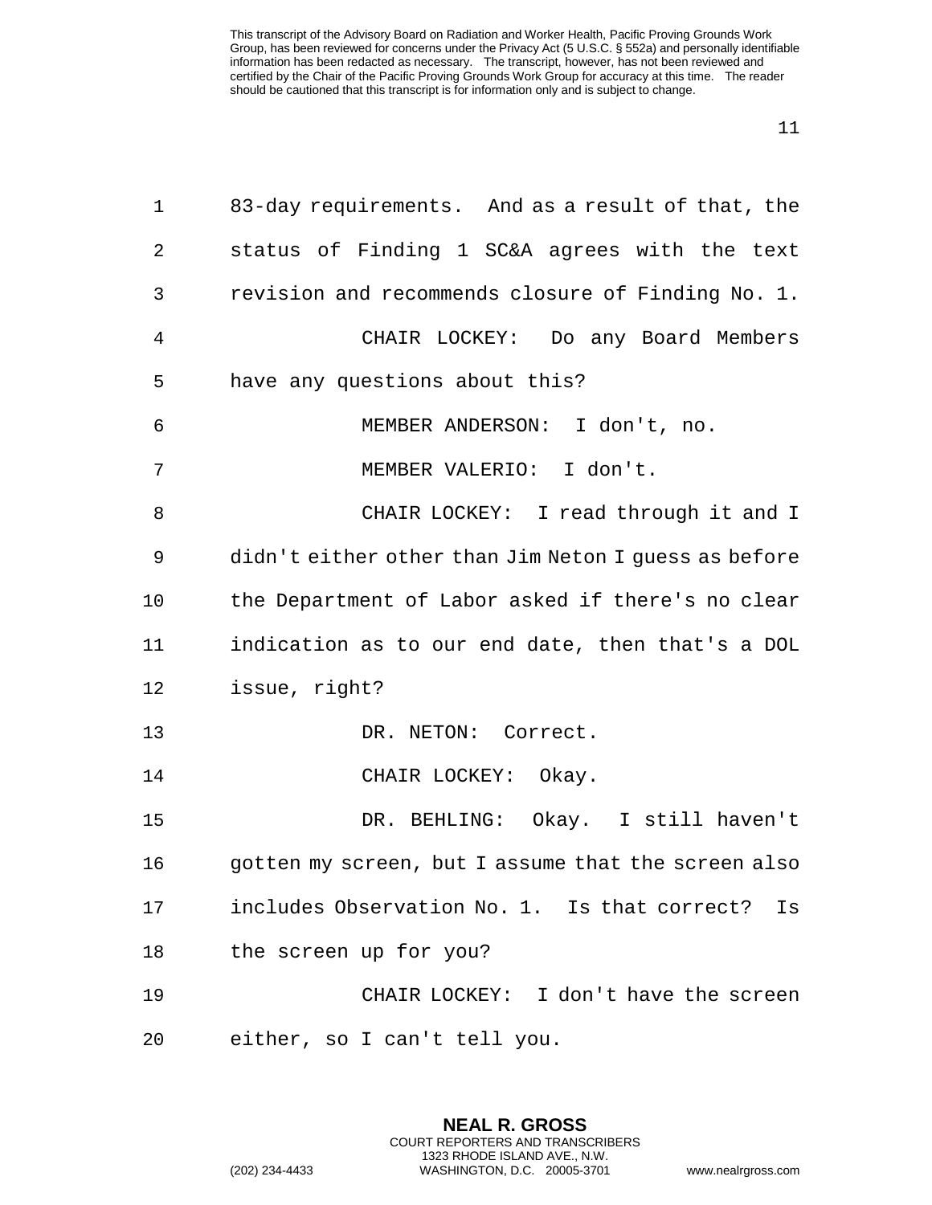83-day requirements. And as a result of that, the status of Finding 1 SC&A agrees with the text revision and recommends closure of Finding No. 1.

CHAIR LOCKEY: Do any Board Members have any questions about this?

MEMBER ANDERSON: I don't, no.

MEMBER VALERIO: I don't.

CHAIR LOCKEY: I read through it and I didn't either other than Jim Neton I guess as before the Department of Labor asked if there's no clear indication as to our end date, then that's a DOL issue, right?

DR. NETON: Correct.

CHAIR LOCKEY: Okay.

DR. BEHLING: Okay. I still haven't gotten my screen, but I assume that the screen also includes Observation No. 1. Is that correct? Is the screen up for you?

CHAIR LOCKEY: I don't have the screen either, so I can't tell you.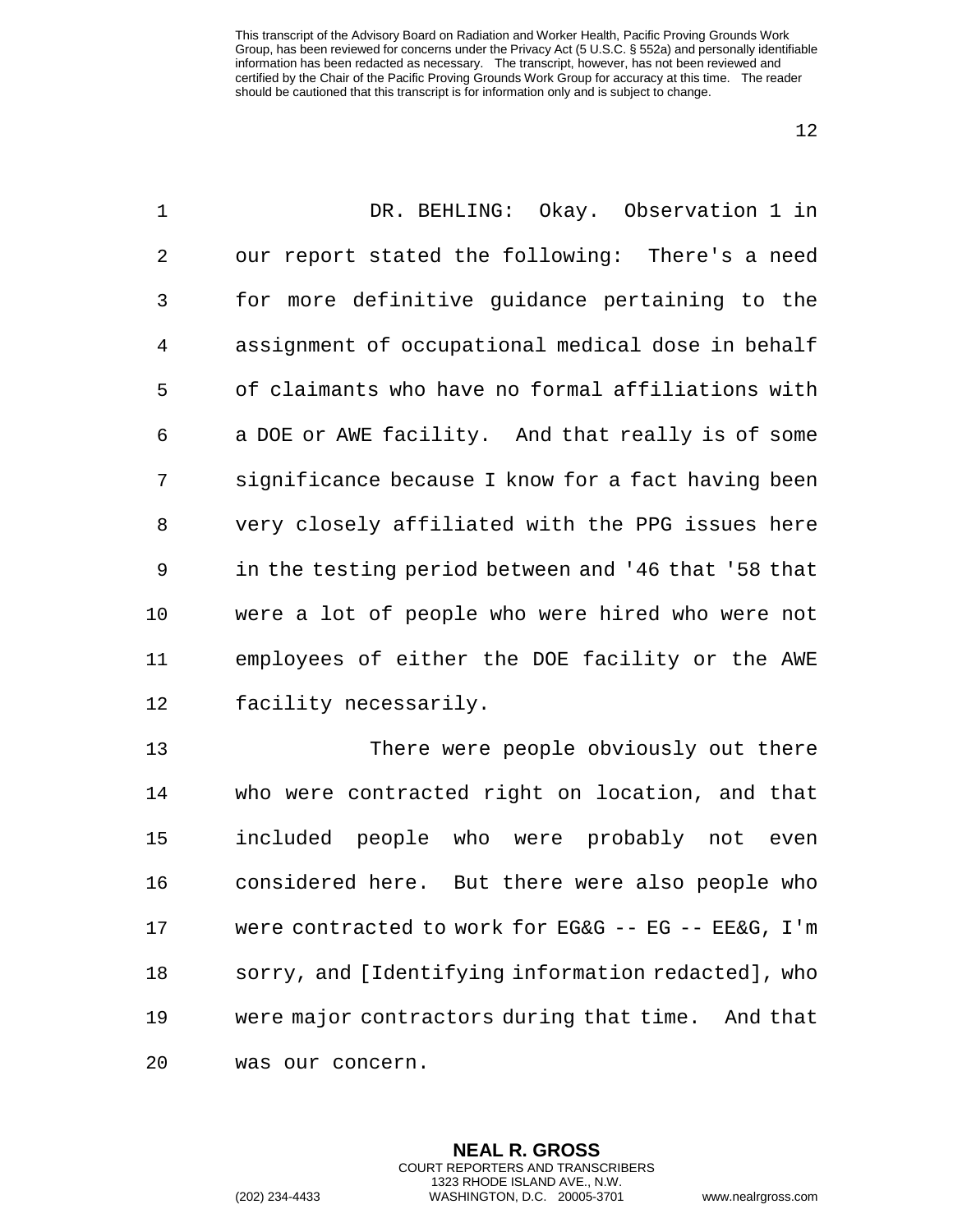DR. BEHLING: Okay. Observation 1 in our report stated the following: There's a need for more definitive guidance pertaining to the assignment of occupational medical dose in behalf of claimants who have no formal affiliations with a DOE or AWE facility. And that really is of some significance because I know for a fact having been very closely affiliated with the PPG issues here in the testing period between and '46 that '58 that were a lot of people who were hired who were not employees of either the DOE facility or the AWE facility necessarily.

There were people obviously out there who were contracted right on location, and that included people who were probably not even considered here. But there were also people who were contracted to work for EG&G -- EG -- EE&G, I'm sorry, and [Identifying information redacted], who were major contractors during that time. And that was our concern.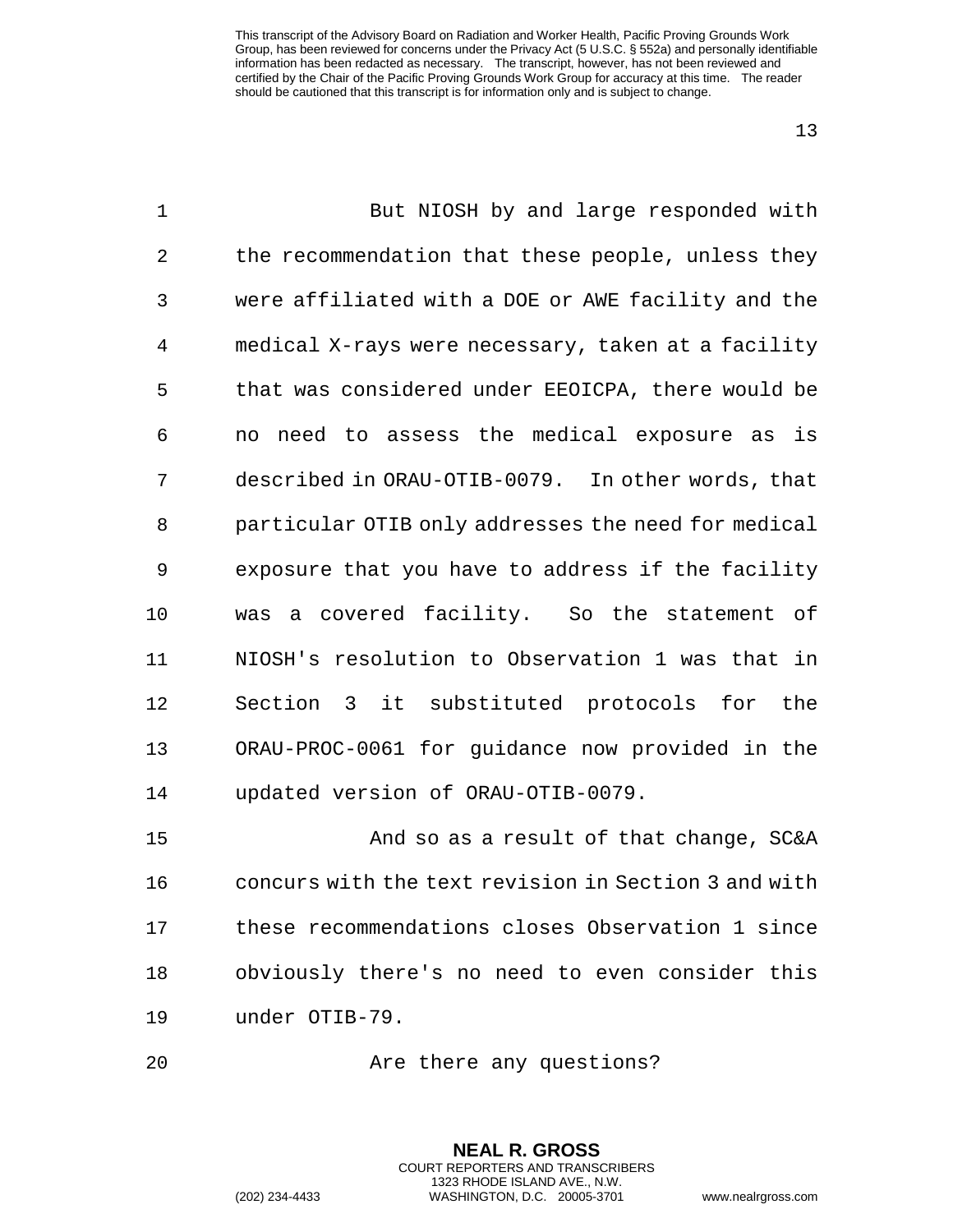But NIOSH by and large responded with the recommendation that these people, unless they were affiliated with a DOE or AWE facility and the medical X-rays were necessary, taken at a facility that was considered under EEOICPA, there would be no need to assess the medical exposure as is described in ORAU-OTIB-0079. In other words, that particular OTIB only addresses the need for medical exposure that you have to address if the facility was a covered facility. So the statement of NIOSH's resolution to Observation 1 was that in Section 3 it substituted protocols for the ORAU-PROC-0061 for guidance now provided in the updated version of ORAU-OTIB-0079.

And so as a result of that change, SC&A concurs with the text revision in Section 3 and with these recommendations closes Observation 1 since obviously there's no need to even consider this under OTIB-79.

Are there any questions?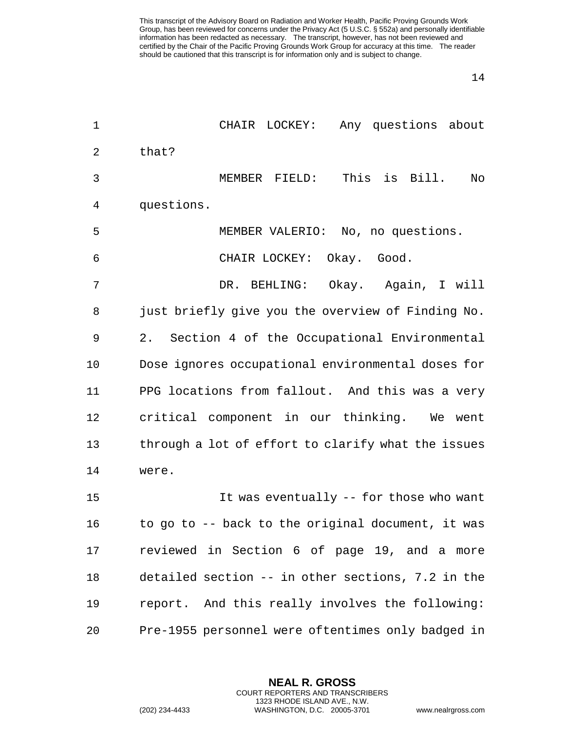CHAIR LOCKEY: Any questions about that?

MEMBER FIELD: This is Bill. No questions.

MEMBER VALERIO: No, no questions.

CHAIR LOCKEY: Okay. Good.

DR. BEHLING: Okay. Again, I will just briefly give you the overview of Finding No. 2. Section 4 of the Occupational Environmental Dose ignores occupational environmental doses for PPG locations from fallout. And this was a very critical component in our thinking. We went through a lot of effort to clarify what the issues were.

It was eventually -- for those who want to go to -- back to the original document, it was reviewed in Section 6 of page 19, and a more detailed section -- in other sections, 7.2 in the report. And this really involves the following: Pre-1955 personnel were oftentimes only badged in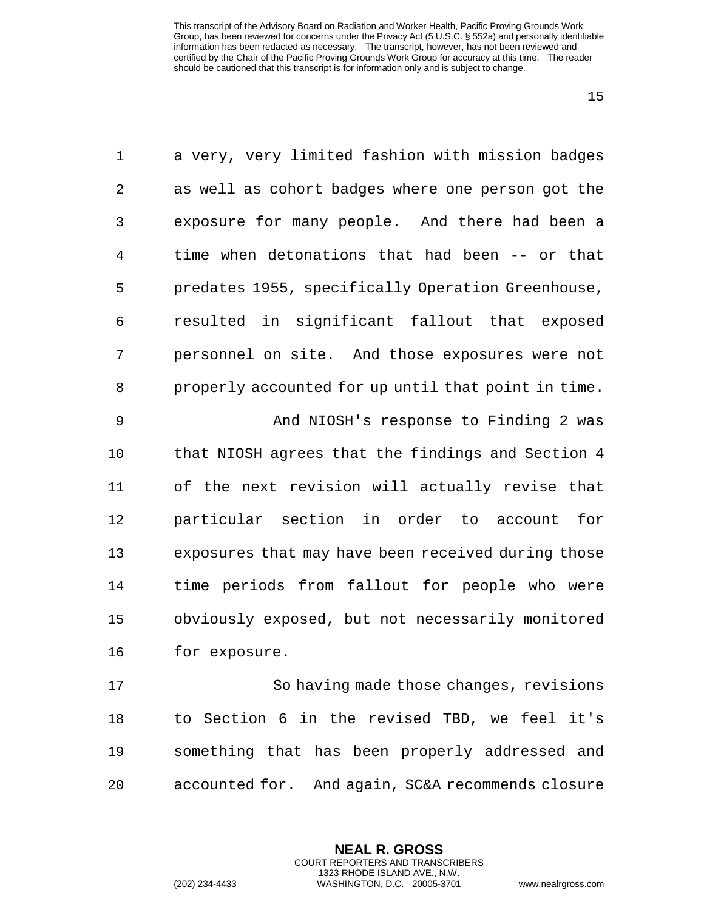a very, very limited fashion with mission badges as well as cohort badges where one person got the exposure for many people. And there had been a time when detonations that had been -- or that predates 1955, specifically Operation Greenhouse, resulted in significant fallout that exposed personnel on site. And those exposures were not properly accounted for up until that point in time.

And NIOSH's response to Finding 2 was that NIOSH agrees that the findings and Section 4 of the next revision will actually revise that particular section in order to account for exposures that may have been received during those time periods from fallout for people who were obviously exposed, but not necessarily monitored for exposure.

So having made those changes, revisions to Section 6 in the revised TBD, we feel it's something that has been properly addressed and accounted for. And again, SC&A recommends closure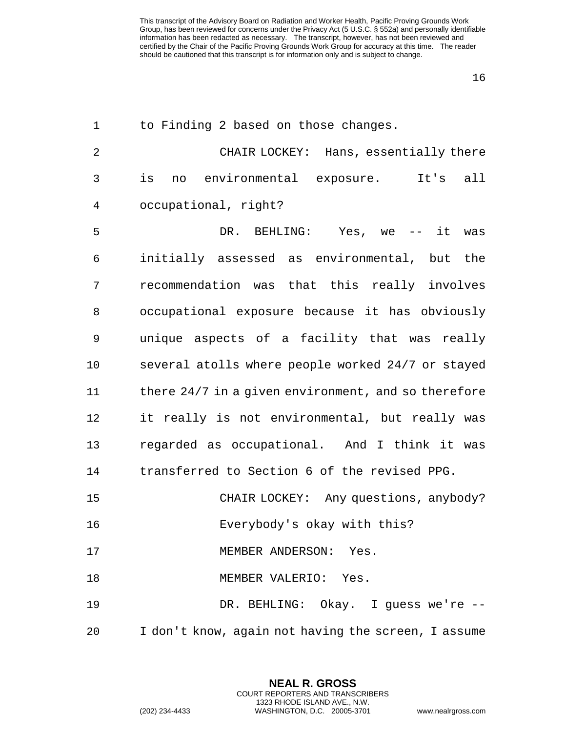to Finding 2 based on those changes.

CHAIR LOCKEY: Hans, essentially there is no environmental exposure. It's all occupational, right?

DR. BEHLING: Yes, we -- it was initially assessed as environmental, but the recommendation was that this really involves occupational exposure because it has obviously unique aspects of a facility that was really several atolls where people worked 24/7 or stayed there 24/7 in a given environment, and so therefore it really is not environmental, but really was regarded as occupational. And I think it was transferred to Section 6 of the revised PPG.

CHAIR LOCKEY: Any questions, anybody? Everybody's okay with this?

MEMBER ANDERSON: Yes.

MEMBER VALERIO: Yes.

DR. BEHLING: Okay. I guess we're -- I don't know, again not having the screen, I assume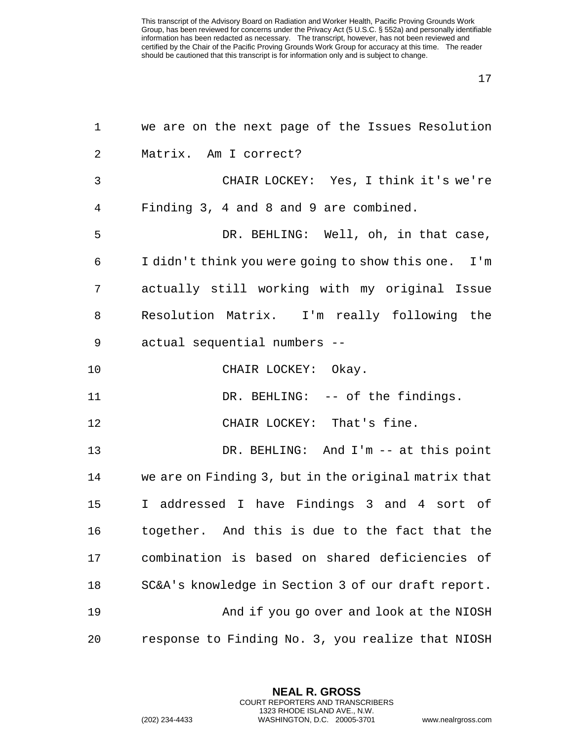we are on the next page of the Issues Resolution Matrix. Am I correct?

CHAIR LOCKEY: Yes, I think it's we're Finding 3, 4 and 8 and 9 are combined.

DR. BEHLING: Well, oh, in that case, I didn't think you were going to show this one. I'm actually still working with my original Issue Resolution Matrix. I'm really following the actual sequential numbers --

CHAIR LOCKEY: Okay.

DR. BEHLING: -- of the findings.

CHAIR LOCKEY: That's fine.

DR. BEHLING: And I'm -- at this point we are on Finding 3, but in the original matrix that I addressed I have Findings 3 and 4 sort of together. And this is due to the fact that the combination is based on shared deficiencies of SC&A's knowledge in Section 3 of our draft report.

And if you go over and look at the NIOSH response to Finding No. 3, you realize that NIOSH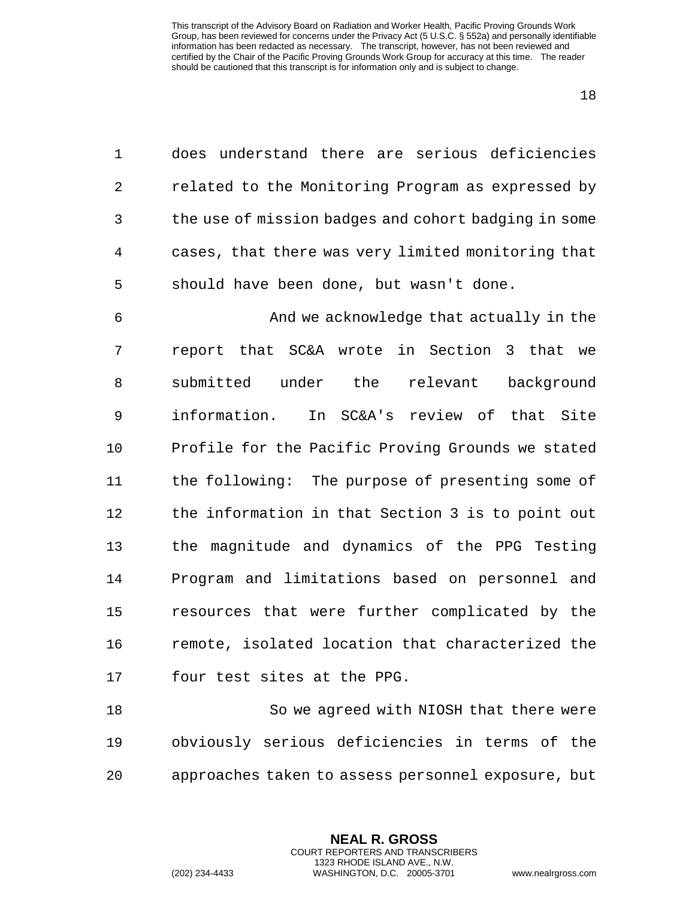does understand there are serious deficiencies related to the Monitoring Program as expressed by the use of mission badges and cohort badging in some cases, that there was very limited monitoring that should have been done, but wasn't done.

And we acknowledge that actually in the report that SC&A wrote in Section 3 that we submitted under the relevant background information. In SC&A's review of that Site Profile for the Pacific Proving Grounds we stated the following: The purpose of presenting some of the information in that Section 3 is to point out the magnitude and dynamics of the PPG Testing Program and limitations based on personnel and resources that were further complicated by the remote, isolated location that characterized the four test sites at the PPG.

So we agreed with NIOSH that there were obviously serious deficiencies in terms of the approaches taken to assess personnel exposure, but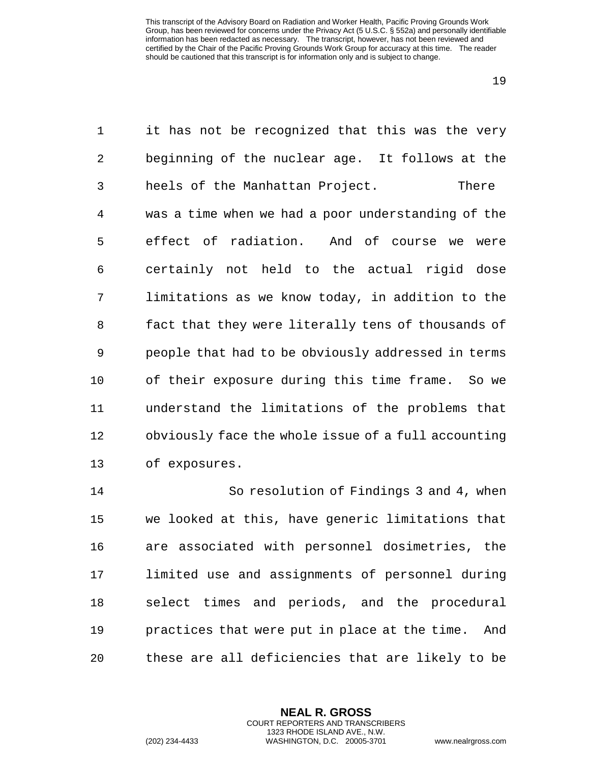it has not be recognized that this was the very beginning of the nuclear age. It follows at the heels of the Manhattan Project. There was a time when we had a poor understanding of the effect of radiation. And of course we were certainly not held to the actual rigid dose limitations as we know today, in addition to the fact that they were literally tens of thousands of people that had to be obviously addressed in terms of their exposure during this time frame. So we understand the limitations of the problems that obviously face the whole issue of a full accounting of exposures.

So resolution of Findings 3 and 4, when we looked at this, have generic limitations that are associated with personnel dosimetries, the limited use and assignments of personnel during select times and periods, and the procedural practices that were put in place at the time. And these are all deficiencies that are likely to be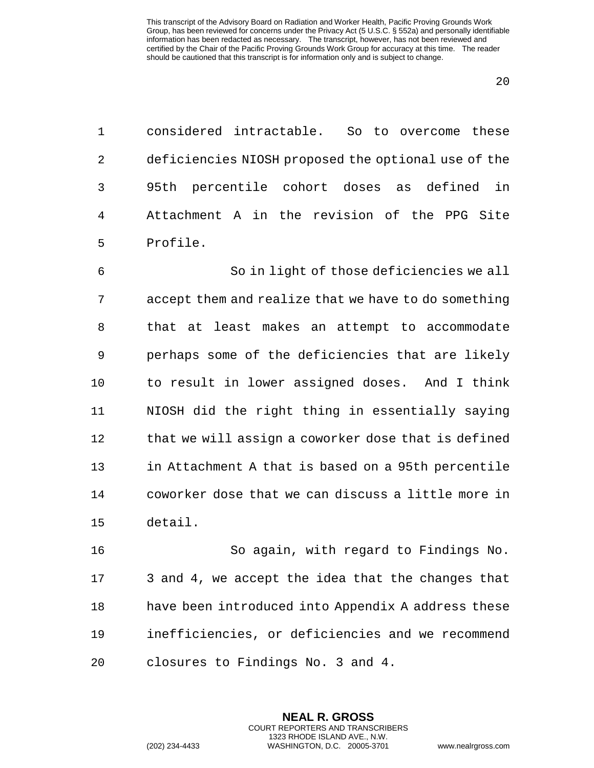considered intractable. So to overcome these deficiencies NIOSH proposed the optional use of the 95th percentile cohort doses as defined in Attachment A in the revision of the PPG Site Profile.

So in light of those deficiencies we all accept them and realize that we have to do something that at least makes an attempt to accommodate perhaps some of the deficiencies that are likely to result in lower assigned doses. And I think NIOSH did the right thing in essentially saying that we will assign a coworker dose that is defined in Attachment A that is based on a 95th percentile coworker dose that we can discuss a little more in detail.

So again, with regard to Findings No. 3 and 4, we accept the idea that the changes that have been introduced into Appendix A address these inefficiencies, or deficiencies and we recommend closures to Findings No. 3 and 4.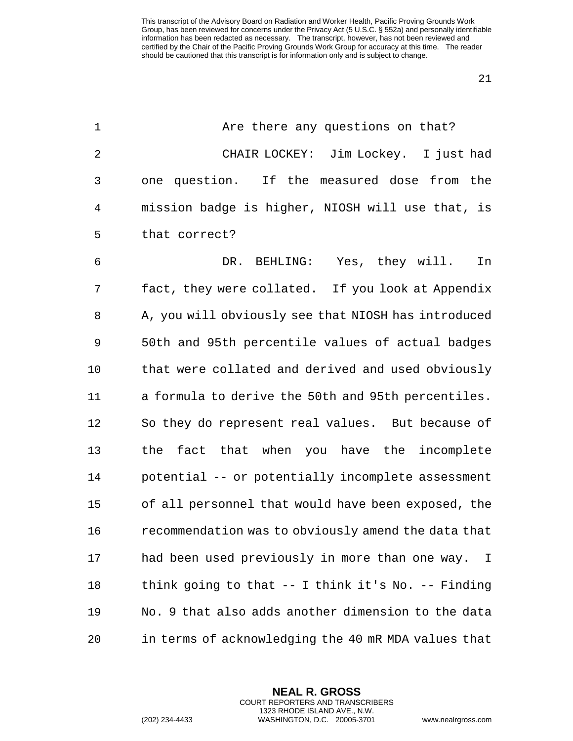Are there any questions on that?

CHAIR LOCKEY: Jim Lockey. I just had one question. If the measured dose from the mission badge is higher, NIOSH will use that, is that correct?

DR. BEHLING: Yes, they will. In fact, they were collated. If you look at Appendix A, you will obviously see that NIOSH has introduced 50th and 95th percentile values of actual badges that were collated and derived and used obviously a formula to derive the 50th and 95th percentiles. So they do represent real values. But because of the fact that when you have the incomplete potential -- or potentially incomplete assessment of all personnel that would have been exposed, the recommendation was to obviously amend the data that had been used previously in more than one way. I think going to that -- I think it's No. -- Finding No. 9 that also adds another dimension to the data in terms of acknowledging the 40 mR MDA values that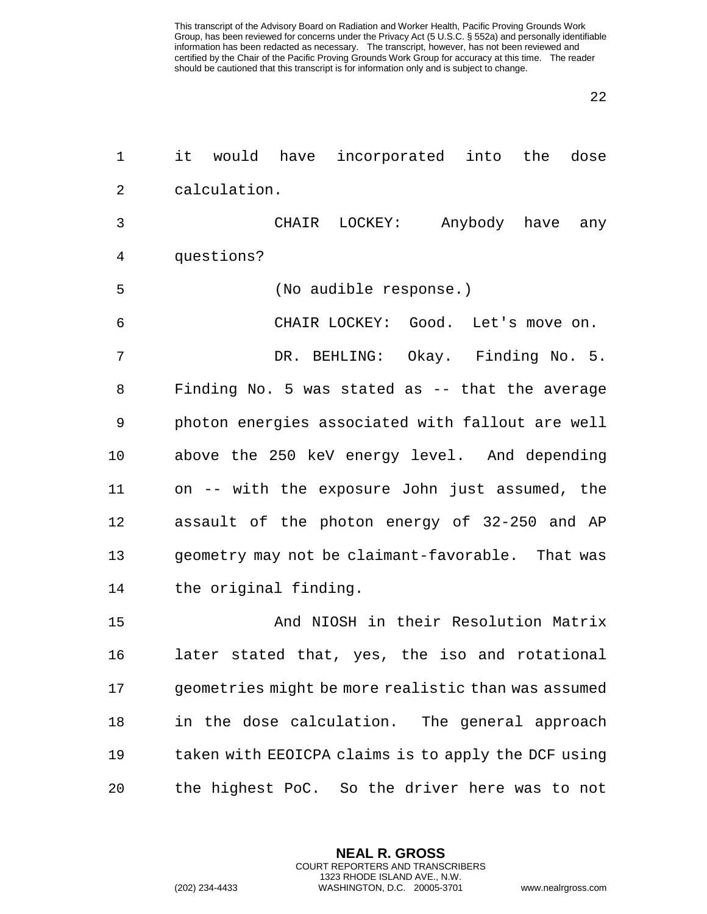it would have incorporated into the dose calculation.

CHAIR LOCKEY: Anybody have any questions?

(No audible response.)

CHAIR LOCKEY: Good. Let's move on.

DR. BEHLING: Okay. Finding No. 5. Finding No. 5 was stated as -- that the average photon energies associated with fallout are well above the 250 keV energy level. And depending on -- with the exposure John just assumed, the assault of the photon energy of 32-250 and AP geometry may not be claimant-favorable. That was the original finding.

And NIOSH in their Resolution Matrix later stated that, yes, the iso and rotational geometries might be more realistic than was assumed in the dose calculation. The general approach taken with EEOICPA claims is to apply the DCF using the highest PoC. So the driver here was to not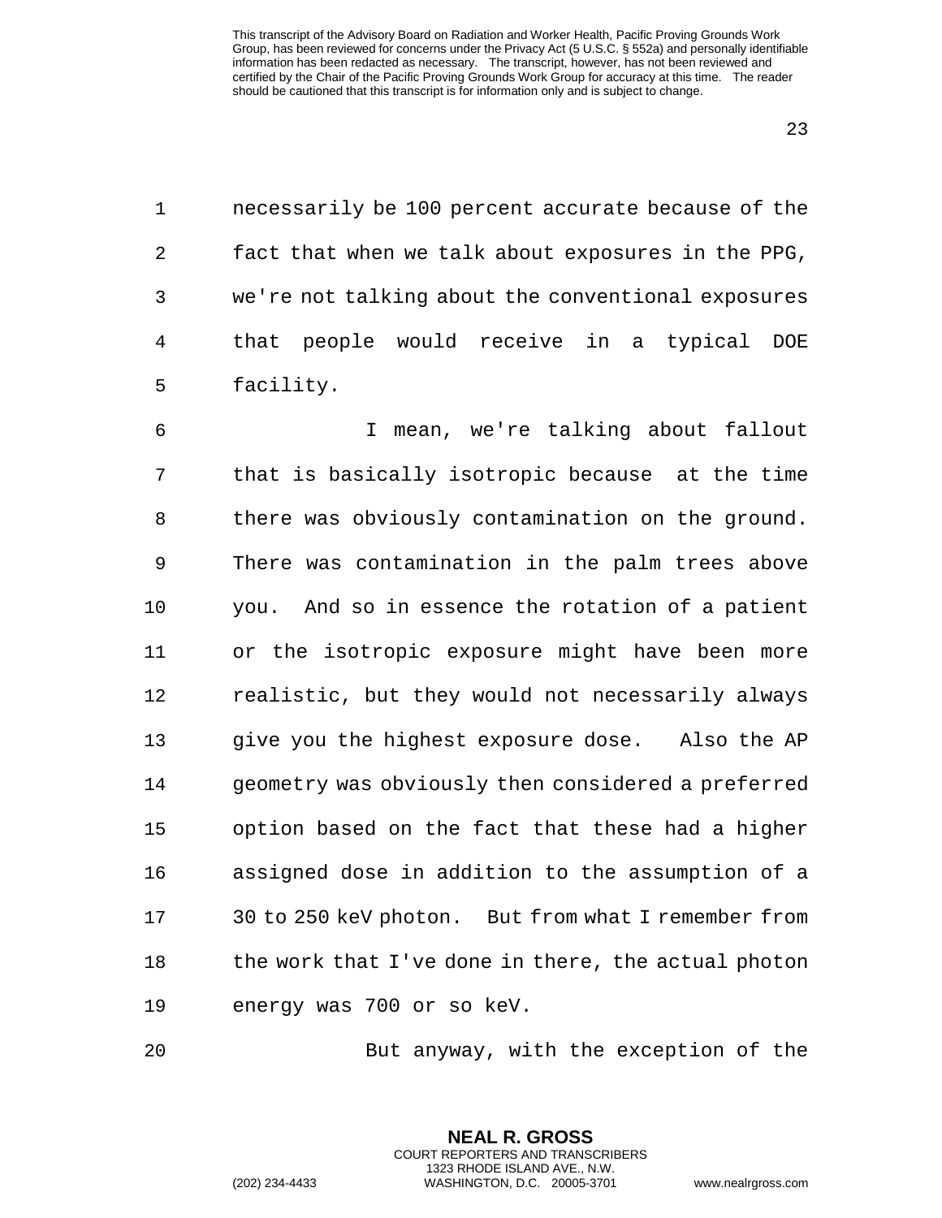necessarily be 100 percent accurate because of the fact that when we talk about exposures in the PPG, we're not talking about the conventional exposures that people would receive in a typical DOE facility.

I mean, we're talking about fallout that is basically isotropic because at the time there was obviously contamination on the ground. There was contamination in the palm trees above you. And so in essence the rotation of a patient or the isotropic exposure might have been more realistic, but they would not necessarily always give you the highest exposure dose. Also the AP geometry was obviously then considered a preferred option based on the fact that these had a higher assigned dose in addition to the assumption of a 30 to 250 keV photon. But from what I remember from the work that I've done in there, the actual photon energy was 700 or so keV.

But anyway, with the exception of the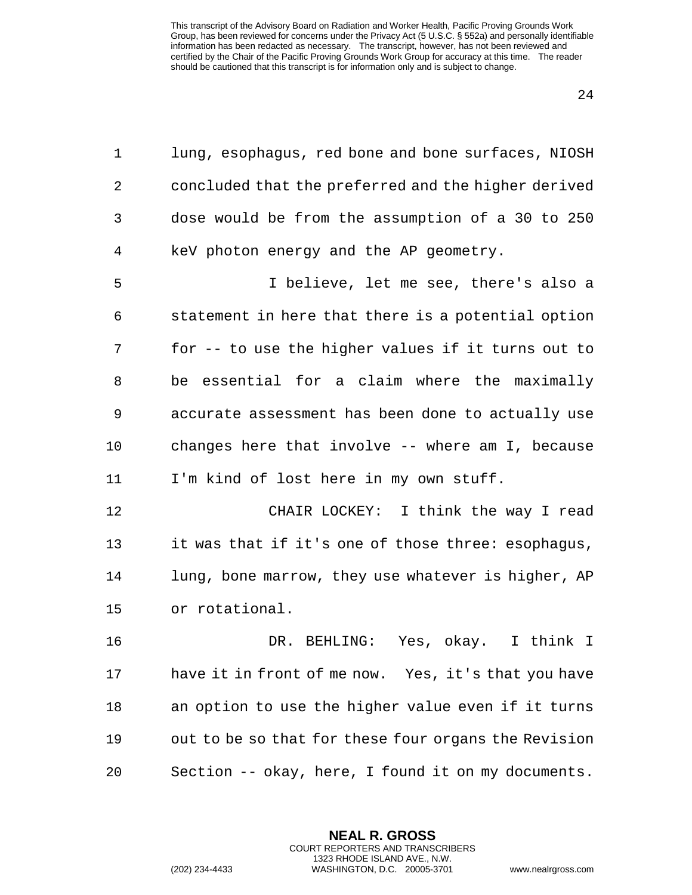lung, esophagus, red bone and bone surfaces, NIOSH concluded that the preferred and the higher derived dose would be from the assumption of a 30 to 250 keV photon energy and the AP geometry.

I believe, let me see, there's also a statement in here that there is a potential option for -- to use the higher values if it turns out to be essential for a claim where the maximally accurate assessment has been done to actually use changes here that involve -- where am I, because I'm kind of lost here in my own stuff.

CHAIR LOCKEY: I think the way I read it was that if it's one of those three: esophagus, lung, bone marrow, they use whatever is higher, AP or rotational.

DR. BEHLING: Yes, okay. I think I have it in front of me now. Yes, it's that you have an option to use the higher value even if it turns out to be so that for these four organs the Revision Section -- okay, here, I found it on my documents.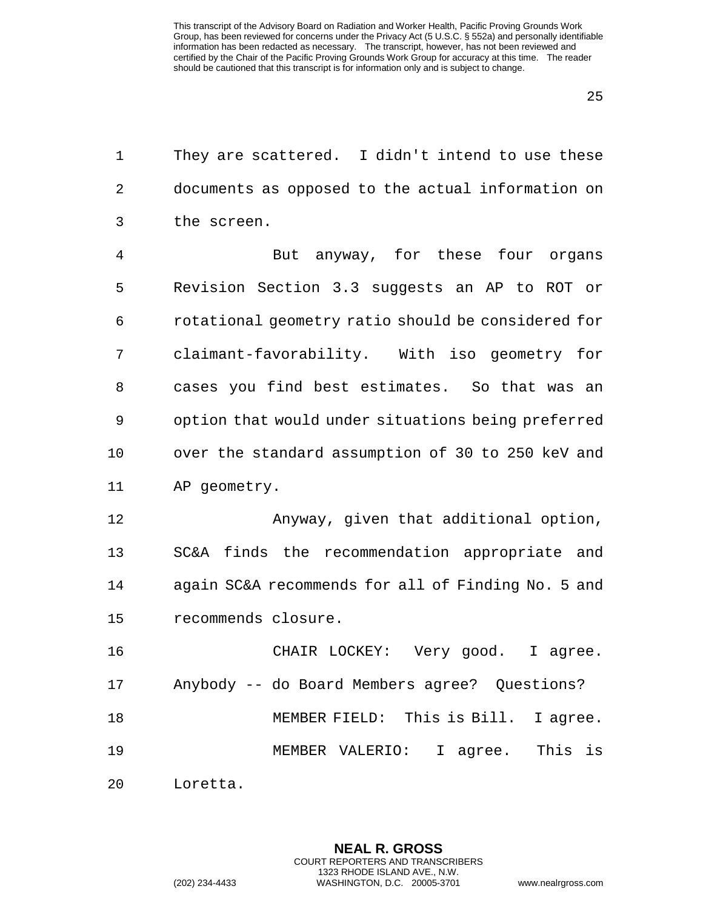They are scattered. I didn't intend to use these documents as opposed to the actual information on the screen.

But anyway, for these four organs Revision Section 3.3 suggests an AP to ROT or rotational geometry ratio should be considered for claimant-favorability. With iso geometry for cases you find best estimates. So that was an option that would under situations being preferred over the standard assumption of 30 to 250 keV and AP geometry.

Anyway, given that additional option, SC&A finds the recommendation appropriate and again SC&A recommends for all of Finding No. 5 and recommends closure.

CHAIR LOCKEY: Very good. I agree. Anybody -- do Board Members agree? Questions?

MEMBER FIELD: This is Bill. I agree.

MEMBER VALERIO: I agree. This is Loretta.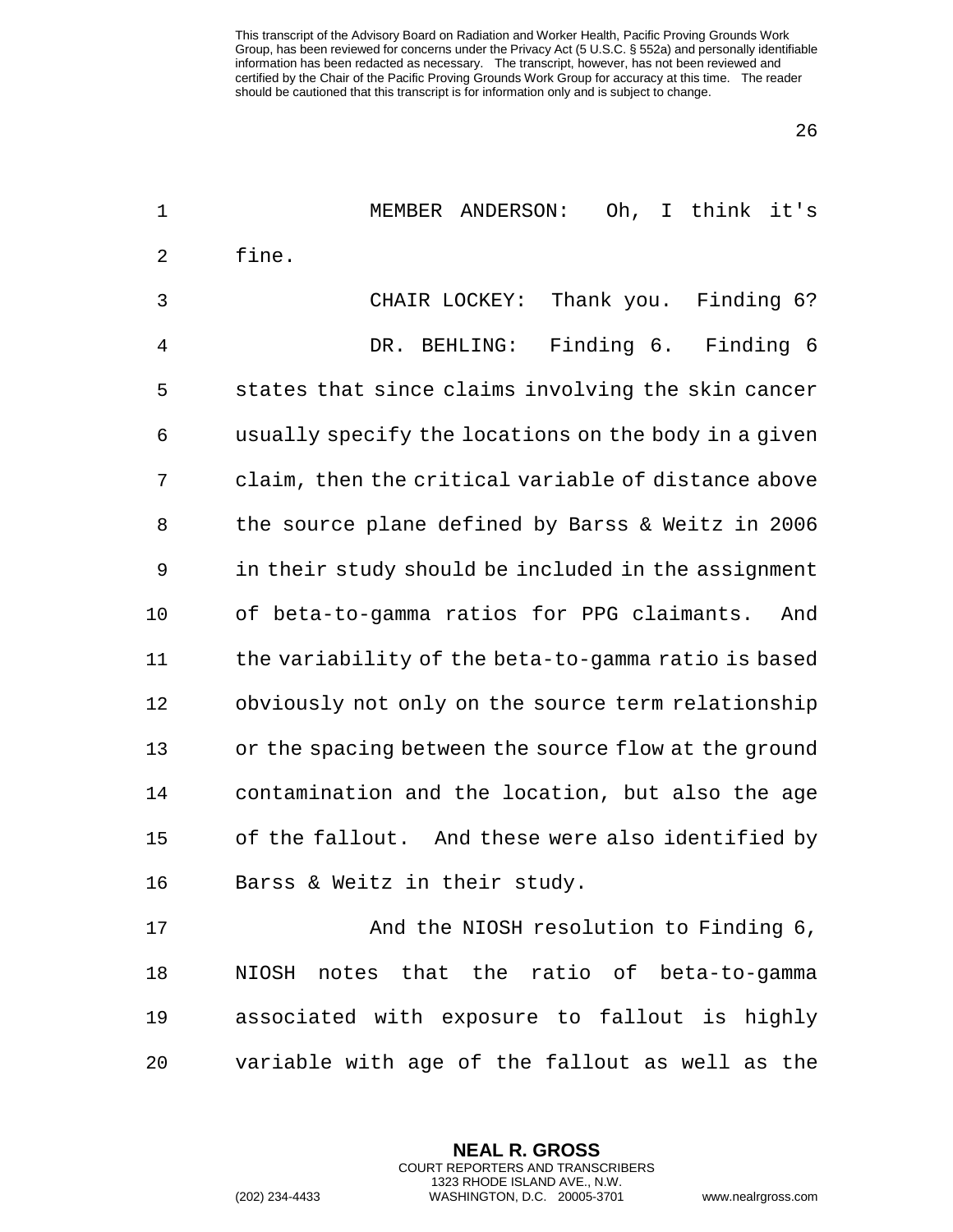MEMBER ANDERSON: Oh, I think it's fine.

CHAIR LOCKEY: Thank you. Finding 6?

DR. BEHLING: Finding 6. Finding 6 states that since claims involving the skin cancer usually specify the locations on the body in a given claim, then the critical variable of distance above the source plane defined by Barss & Weitz in 2006 in their study should be included in the assignment of beta-to-gamma ratios for PPG claimants. And the variability of the beta-to-gamma ratio is based obviously not only on the source term relationship or the spacing between the source flow at the ground contamination and the location, but also the age of the fallout. And these were also identified by Barss & Weitz in their study.

And the NIOSH resolution to Finding 6, NIOSH notes that the ratio of beta-to-gamma associated with exposure to fallout is highly variable with age of the fallout as well as the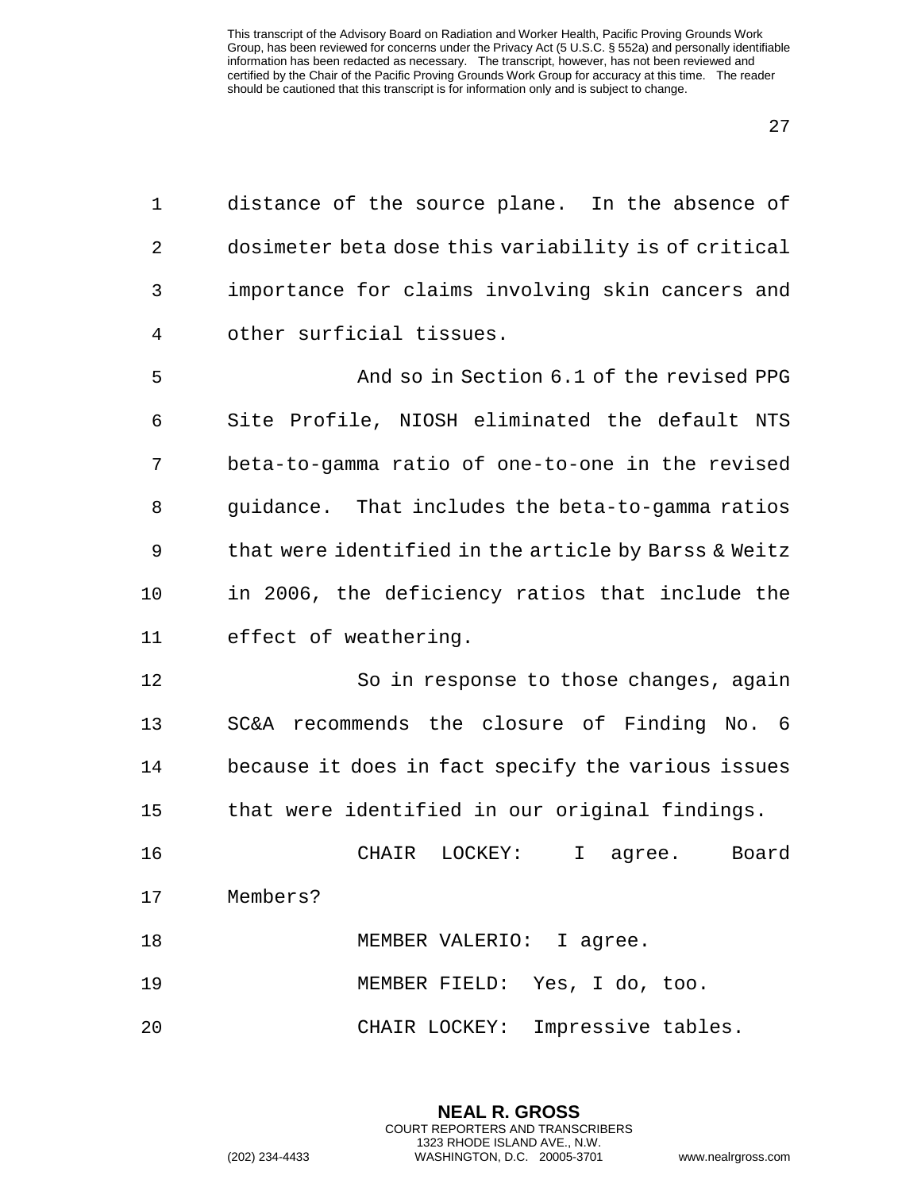distance of the source plane. In the absence of dosimeter beta dose this variability is of critical importance for claims involving skin cancers and other surficial tissues.

And so in Section 6.1 of the revised PPG Site Profile, NIOSH eliminated the default NTS beta-to-gamma ratio of one-to-one in the revised guidance. That includes the beta-to-gamma ratios that were identified in the article by Barss & Weitz in 2006, the deficiency ratios that include the effect of weathering.

So in response to those changes, again SC&A recommends the closure of Finding No. 6 because it does in fact specify the various issues that were identified in our original findings.

CHAIR LOCKEY: I agree. Board Members?

MEMBER VALERIO: I agree.

MEMBER FIELD: Yes, I do, too.

CHAIR LOCKEY: Impressive tables.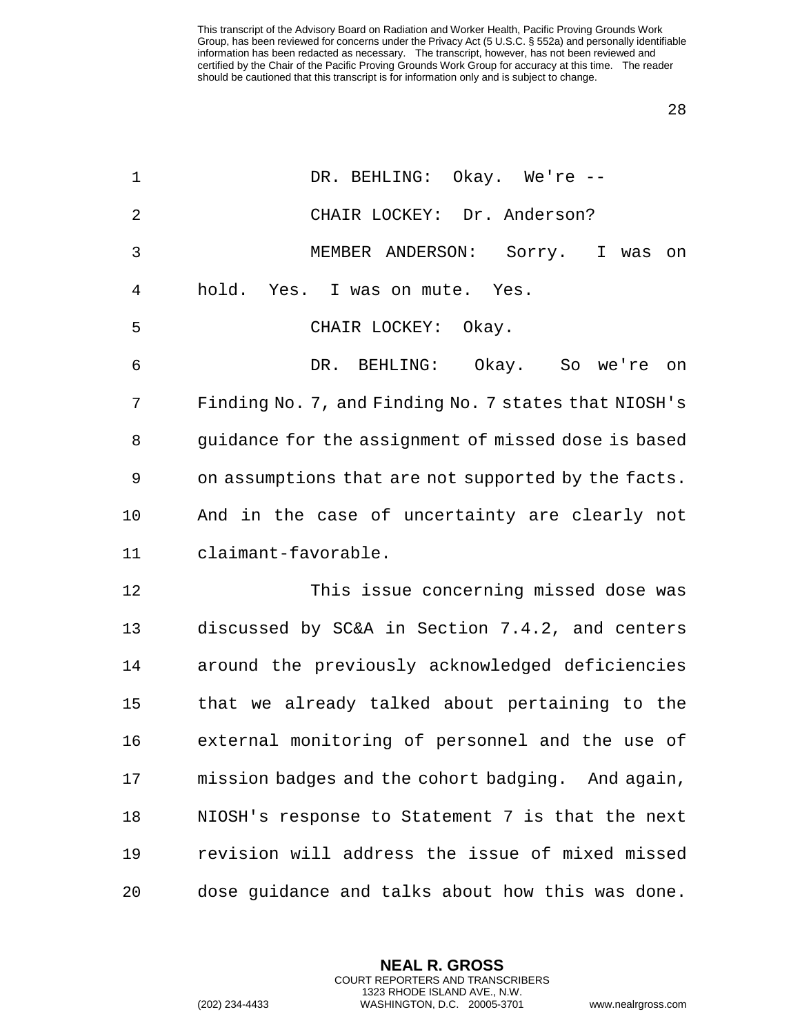DR. BEHLING: Okay. We're --

CHAIR LOCKEY: Dr. Anderson?

MEMBER ANDERSON: Sorry. I was on hold. Yes. I was on mute. Yes.

CHAIR LOCKEY: Okay.

DR. BEHLING: Okay. So we're on Finding No. 7, and Finding No. 7 states that NIOSH's guidance for the assignment of missed dose is based on assumptions that are not supported by the facts. And in the case of uncertainty are clearly not claimant-favorable.

This issue concerning missed dose was discussed by SC&A in Section 7.4.2, and centers around the previously acknowledged deficiencies that we already talked about pertaining to the external monitoring of personnel and the use of mission badges and the cohort badging. And again, NIOSH's response to Statement 7 is that the next revision will address the issue of mixed missed dose guidance and talks about how this was done.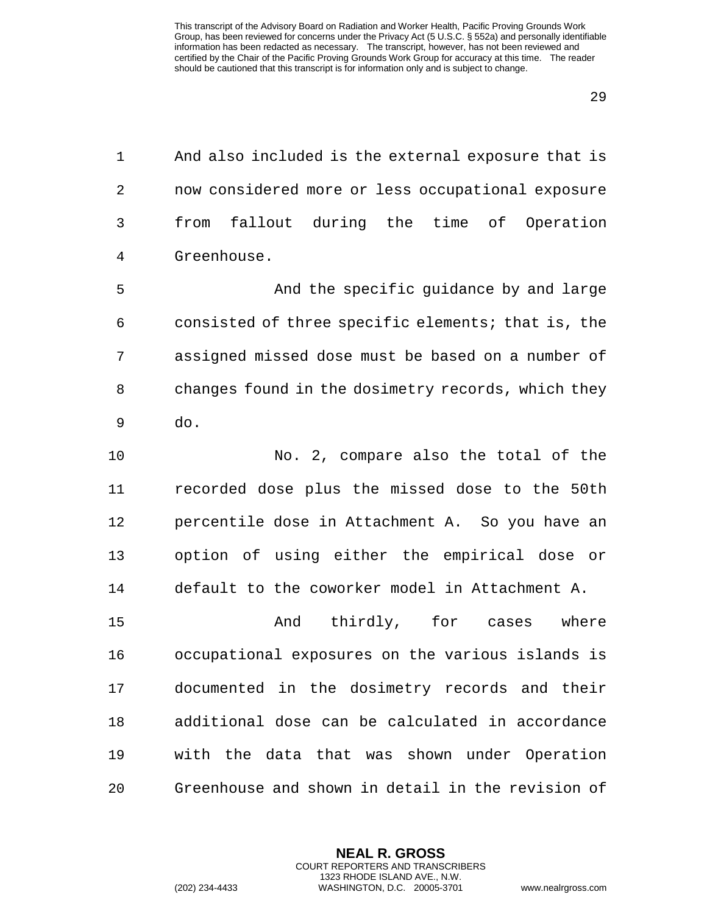And also included is the external exposure that is now considered more or less occupational exposure from fallout during the time of Operation Greenhouse.

And the specific guidance by and large consisted of three specific elements; that is, the assigned missed dose must be based on a number of changes found in the dosimetry records, which they do.

No. 2, compare also the total of the recorded dose plus the missed dose to the 50th percentile dose in Attachment A. So you have an option of using either the empirical dose or default to the coworker model in Attachment A.

And thirdly, for cases where occupational exposures on the various islands is documented in the dosimetry records and their additional dose can be calculated in accordance with the data that was shown under Operation Greenhouse and shown in detail in the revision of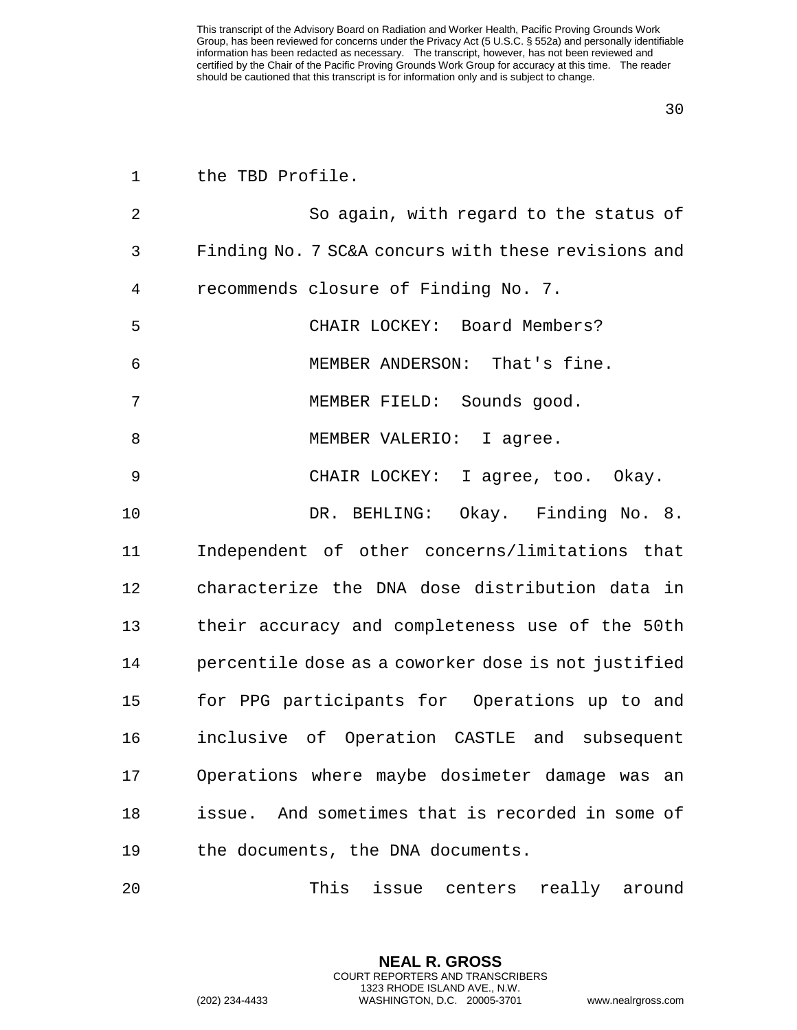the TBD Profile.

So again, with regard to the status of Finding No. 7 SC&A concurs with these revisions and recommends closure of Finding No. 7.

CHAIR LOCKEY: Board Members?

MEMBER ANDERSON: That's fine.

MEMBER FIELD: Sounds good.

MEMBER VALERIO: I agree.

CHAIR LOCKEY: I agree, too. Okay.

DR. BEHLING: Okay. Finding No. 8. Independent of other concerns/limitations that characterize the DNA dose distribution data in their accuracy and completeness use of the 50th percentile dose as a coworker dose is not justified for PPG participants for Operations up to and inclusive of Operation CASTLE and subsequent Operations where maybe dosimeter damage was an issue. And sometimes that is recorded in some of the documents, the DNA documents.

This issue centers really around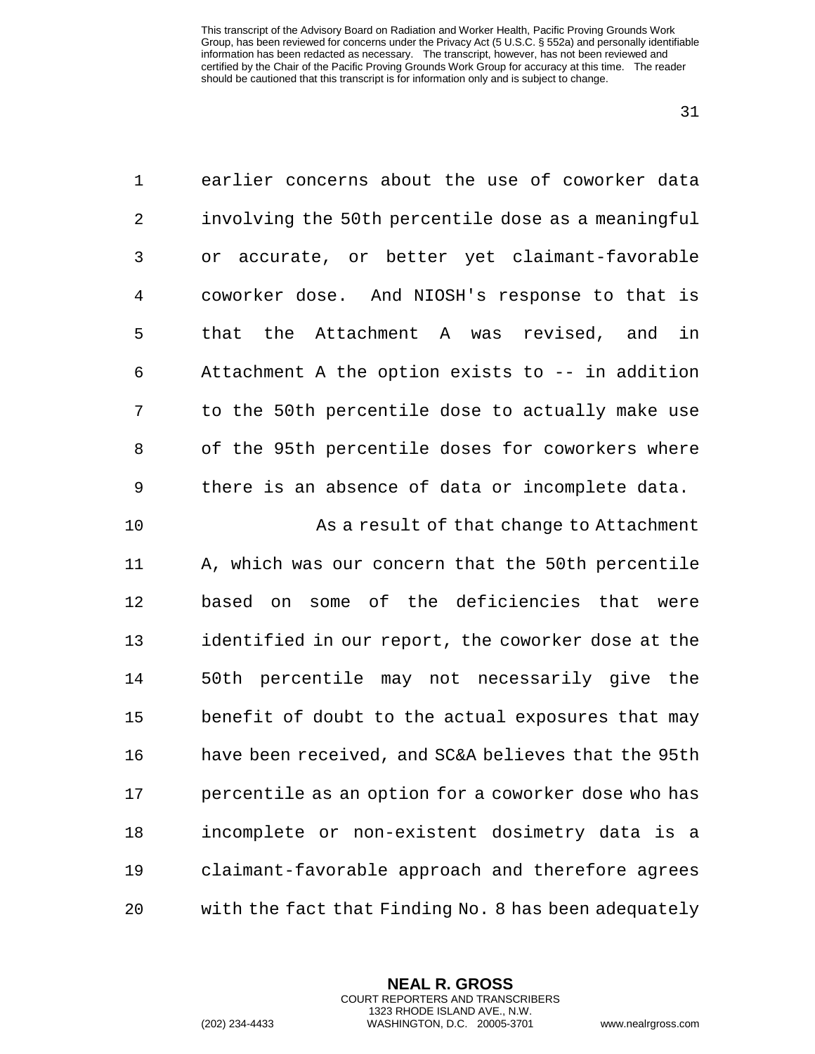earlier concerns about the use of coworker data involving the 50th percentile dose as a meaningful or accurate, or better yet claimant-favorable coworker dose. And NIOSH's response to that is that the Attachment A was revised, and in Attachment A the option exists to -- in addition to the 50th percentile dose to actually make use of the 95th percentile doses for coworkers where there is an absence of data or incomplete data.

As a result of that change to Attachment A, which was our concern that the 50th percentile based on some of the deficiencies that were identified in our report, the coworker dose at the 50th percentile may not necessarily give the benefit of doubt to the actual exposures that may have been received, and SC&A believes that the 95th percentile as an option for a coworker dose who has incomplete or non-existent dosimetry data is a claimant-favorable approach and therefore agrees with the fact that Finding No. 8 has been adequately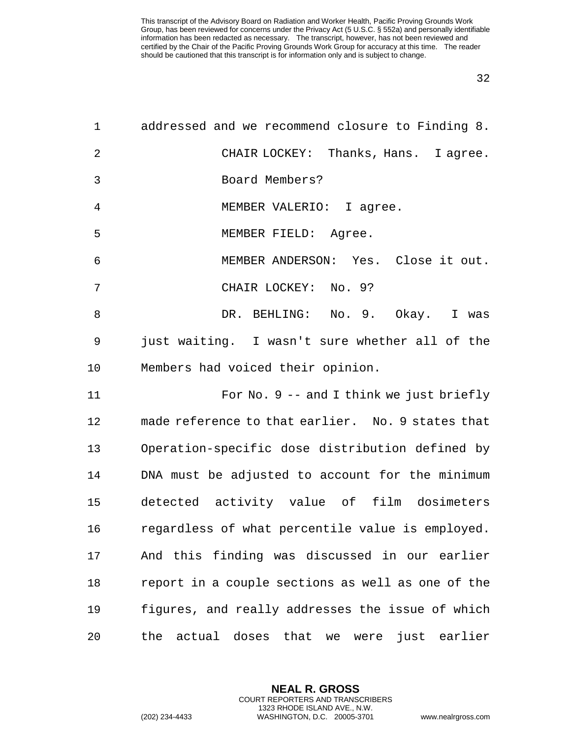addressed and we recommend closure to Finding 8.

CHAIR LOCKEY: Thanks, Hans. I agree. Board Members?

MEMBER VALERIO: I agree.

MEMBER FIELD: Agree.

MEMBER ANDERSON: Yes. Close it out.

CHAIR LOCKEY: No. 9?

DR. BEHLING: No. 9. Okay. I was just waiting. I wasn't sure whether all of the Members had voiced their opinion.

For No. 9 -- and I think we just briefly made reference to that earlier. No. 9 states that Operation-specific dose distribution defined by DNA must be adjusted to account for the minimum detected activity value of film dosimeters regardless of what percentile value is employed. And this finding was discussed in our earlier report in a couple sections as well as one of the figures, and really addresses the issue of which the actual doses that we were just earlier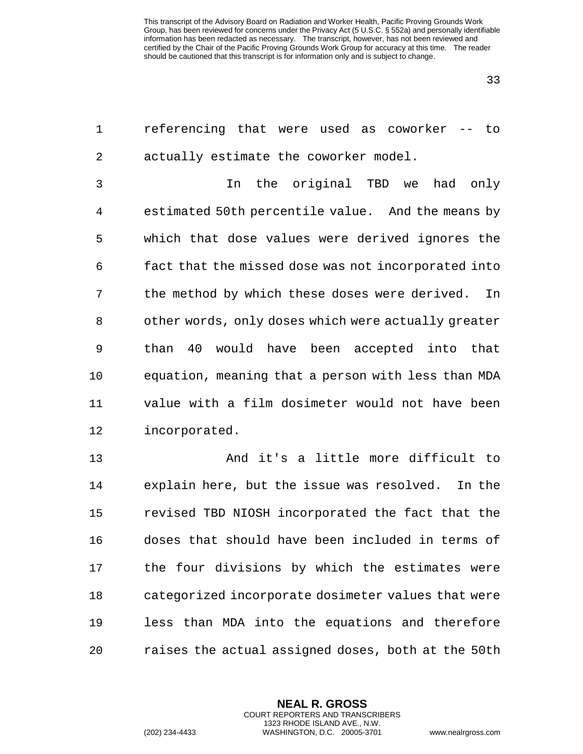referencing that were used as coworker -- to actually estimate the coworker model.

In the original TBD we had only estimated 50th percentile value. And the means by which that dose values were derived ignores the fact that the missed dose was not incorporated into the method by which these doses were derived. In other words, only doses which were actually greater than 40 would have been accepted into that equation, meaning that a person with less than MDA value with a film dosimeter would not have been incorporated.

And it's a little more difficult to explain here, but the issue was resolved. In the revised TBD NIOSH incorporated the fact that the doses that should have been included in terms of the four divisions by which the estimates were categorized incorporate dosimeter values that were less than MDA into the equations and therefore raises the actual assigned doses, both at the 50th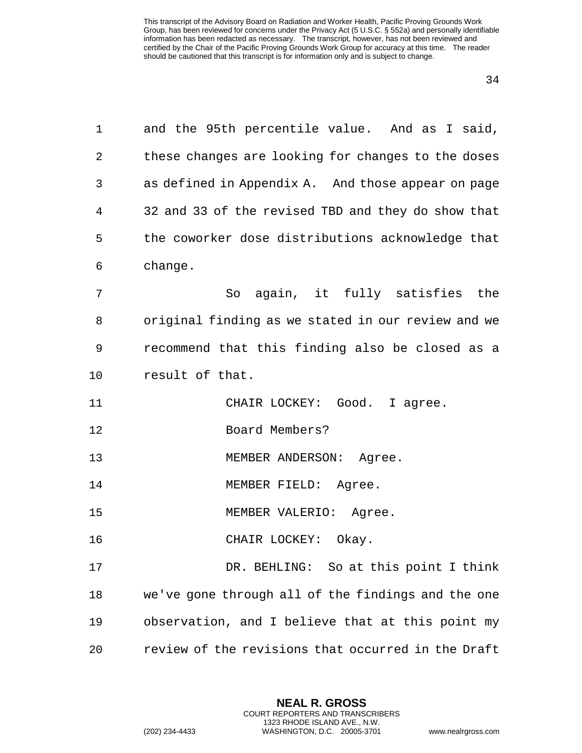and the 95th percentile value. And as I said, these changes are looking for changes to the doses as defined in Appendix A. And those appear on page 32 and 33 of the revised TBD and they do show that the coworker dose distributions acknowledge that change.

So again, it fully satisfies the original finding as we stated in our review and we recommend that this finding also be closed as a result of that.

CHAIR LOCKEY: Good. I agree.

Board Members?

MEMBER ANDERSON: Agree.

MEMBER FIELD: Agree.

MEMBER VALERIO: Agree.

CHAIR LOCKEY: Okay.

DR. BEHLING: So at this point I think we've gone through all of the findings and the one observation, and I believe that at this point my review of the revisions that occurred in the Draft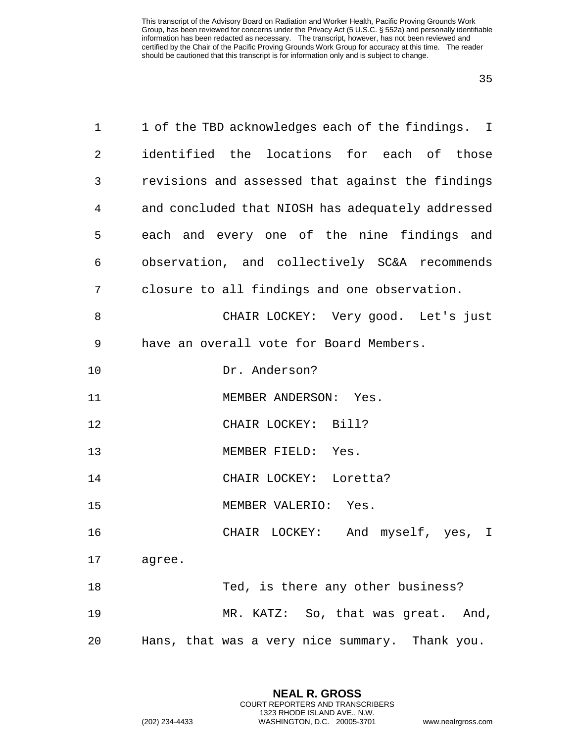1 of the TBD acknowledges each of the findings. I identified the locations for each of those revisions and assessed that against the findings and concluded that NIOSH has adequately addressed each and every one of the nine findings and observation, and collectively SC&A recommends closure to all findings and one observation.

CHAIR LOCKEY: Very good. Let's just have an overall vote for Board Members.

Dr. Anderson?

MEMBER ANDERSON: Yes.

CHAIR LOCKEY: Bill?

MEMBER FIELD: Yes.

CHAIR LOCKEY: Loretta?

MEMBER VALERIO: Yes.

CHAIR LOCKEY: And myself, yes, I agree.

Ted, is there any other business?

MR. KATZ: So, that was great. And, Hans, that was a very nice summary. Thank you.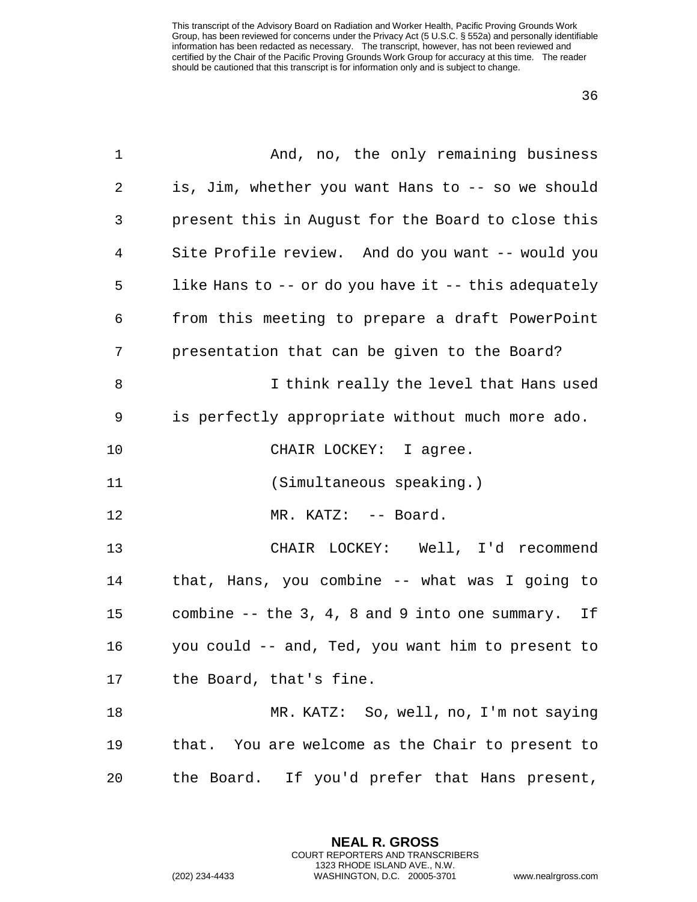And, no, the only remaining business is, Jim, whether you want Hans to -- so we should present this in August for the Board to close this Site Profile review. And do you want -- would you like Hans to -- or do you have it -- this adequately from this meeting to prepare a draft PowerPoint presentation that can be given to the Board?

I think really the level that Hans used is perfectly appropriate without much more ado.

CHAIR LOCKEY: I agree.

(Simultaneous speaking.)

MR. KATZ: -- Board.

CHAIR LOCKEY: Well, I'd recommend that, Hans, you combine -- what was I going to combine -- the 3, 4, 8 and 9 into one summary. If you could -- and, Ted, you want him to present to the Board, that's fine.

MR. KATZ: So, well, no, I'm not saying that. You are welcome as the Chair to present to the Board. If you'd prefer that Hans present,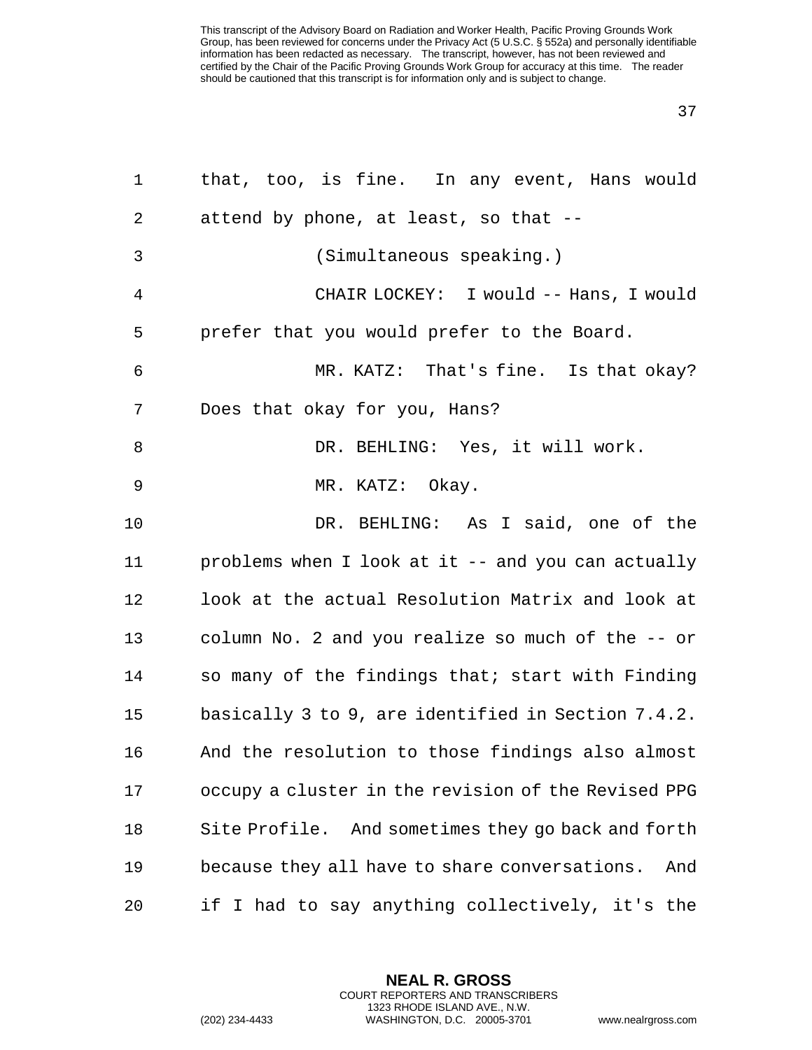that, too, is fine. In any event, Hans would attend by phone, at least, so that --

(Simultaneous speaking.)

CHAIR LOCKEY: I would -- Hans, I would prefer that you would prefer to the Board.

MR. KATZ: That's fine. Is that okay? Does that okay for you, Hans?

DR. BEHLING: Yes, it will work.

MR. KATZ: Okay.

DR. BEHLING: As I said, one of the problems when I look at it -- and you can actually look at the actual Resolution Matrix and look at column No. 2 and you realize so much of the -- or so many of the findings that; start with Finding basically 3 to 9, are identified in Section 7.4.2. And the resolution to those findings also almost occupy a cluster in the revision of the Revised PPG Site Profile. And sometimes they go back and forth because they all have to share conversations. And if I had to say anything collectively, it's the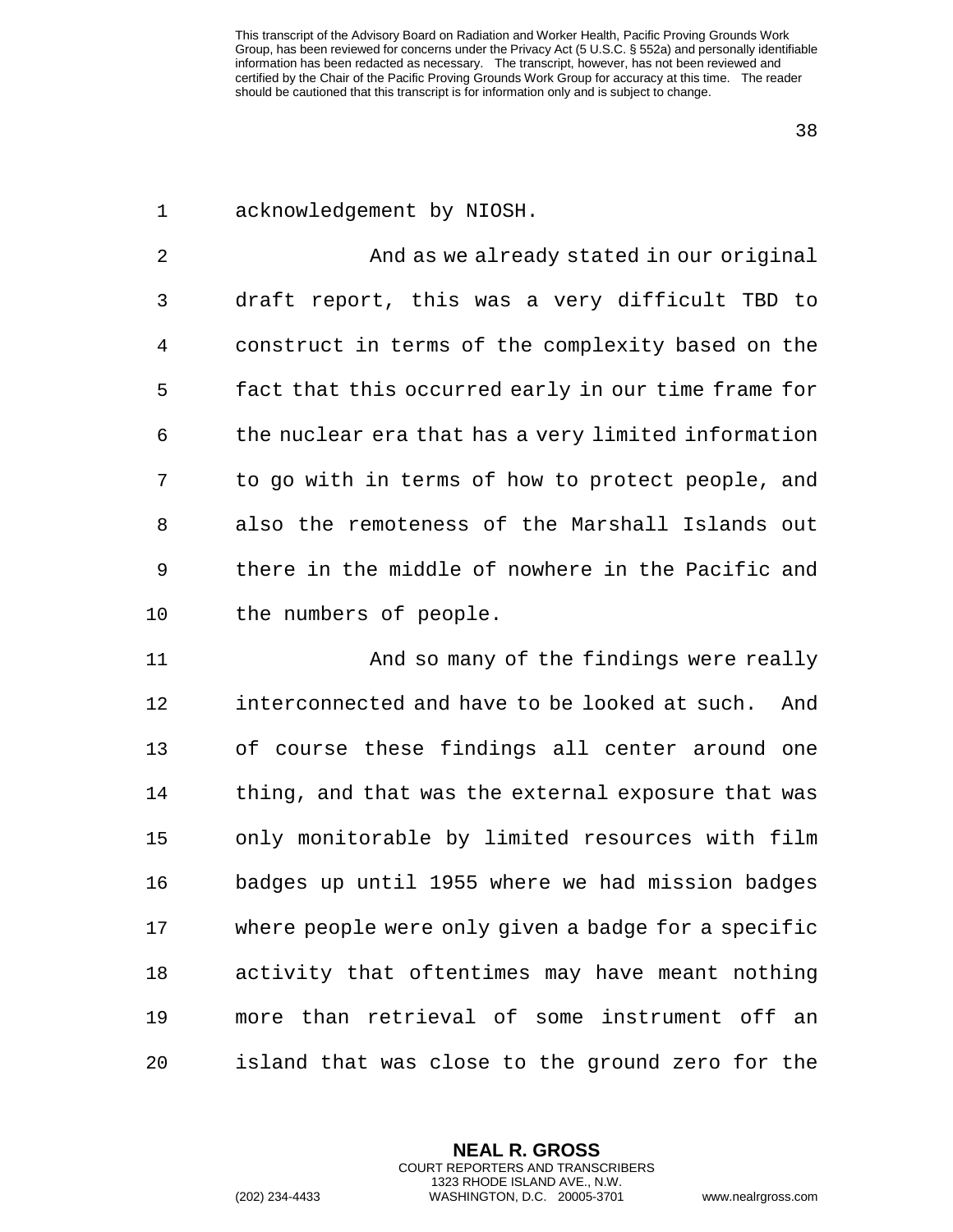acknowledgement by NIOSH.

And as we already stated in our original draft report, this was a very difficult TBD to construct in terms of the complexity based on the fact that this occurred early in our time frame for the nuclear era that has a very limited information to go with in terms of how to protect people, and also the remoteness of the Marshall Islands out there in the middle of nowhere in the Pacific and the numbers of people.

And so many of the findings were really interconnected and have to be looked at such. And of course these findings all center around one thing, and that was the external exposure that was only monitorable by limited resources with film badges up until 1955 where we had mission badges where people were only given a badge for a specific activity that oftentimes may have meant nothing more than retrieval of some instrument off an island that was close to the ground zero for the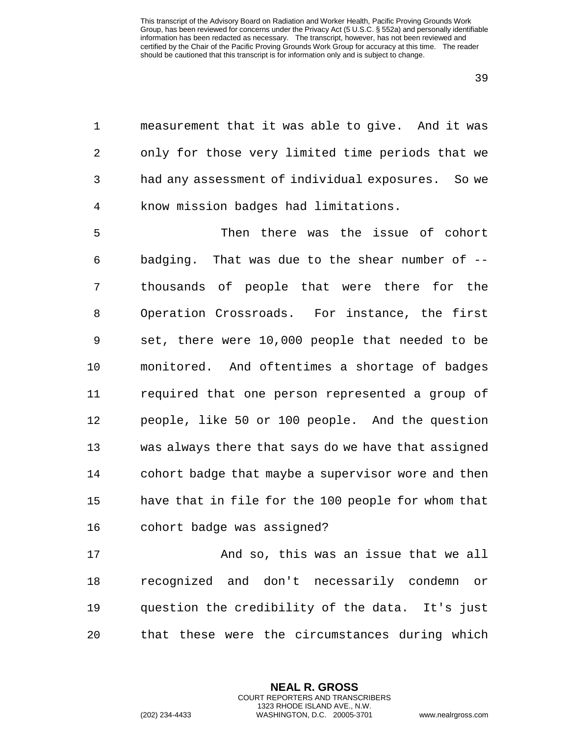measurement that it was able to give. And it was only for those very limited time periods that we had any assessment of individual exposures. So we know mission badges had limitations.

Then there was the issue of cohort badging. That was due to the shear number of -- thousands of people that were there for the Operation Crossroads. For instance, the first set, there were 10,000 people that needed to be monitored. And oftentimes a shortage of badges required that one person represented a group of people, like 50 or 100 people. And the question was always there that says do we have that assigned cohort badge that maybe a supervisor wore and then have that in file for the 100 people for whom that cohort badge was assigned?

And so, this was an issue that we all recognized and don't necessarily condemn or question the credibility of the data. It's just that these were the circumstances during which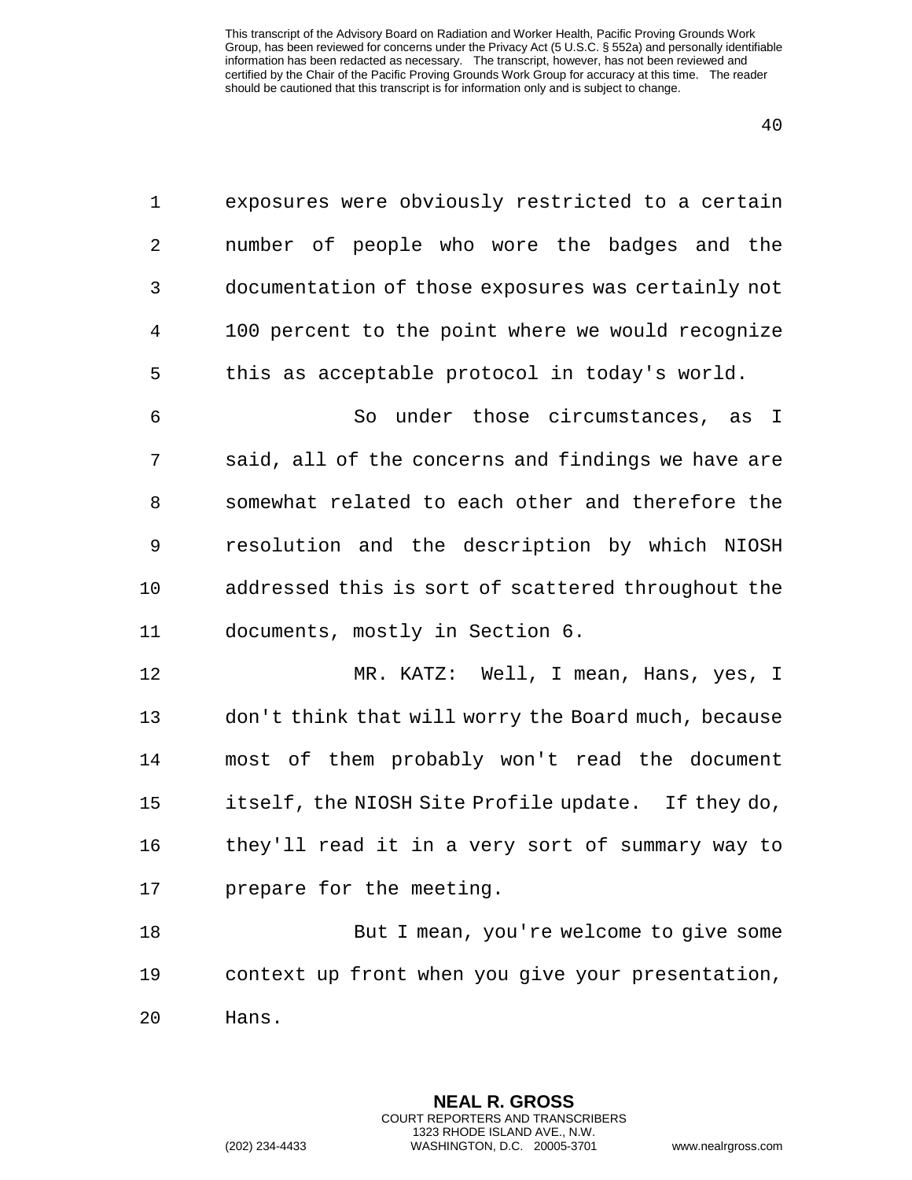exposures were obviously restricted to a certain number of people who wore the badges and the documentation of those exposures was certainly not 100 percent to the point where we would recognize this as acceptable protocol in today's world.

So under those circumstances, as I said, all of the concerns and findings we have are somewhat related to each other and therefore the resolution and the description by which NIOSH addressed this is sort of scattered throughout the documents, mostly in Section 6.

MR. KATZ: Well, I mean, Hans, yes, I don't think that will worry the Board much, because most of them probably won't read the document itself, the NIOSH Site Profile update. If they do, they'll read it in a very sort of summary way to prepare for the meeting.

But I mean, you're welcome to give some context up front when you give your presentation, Hans.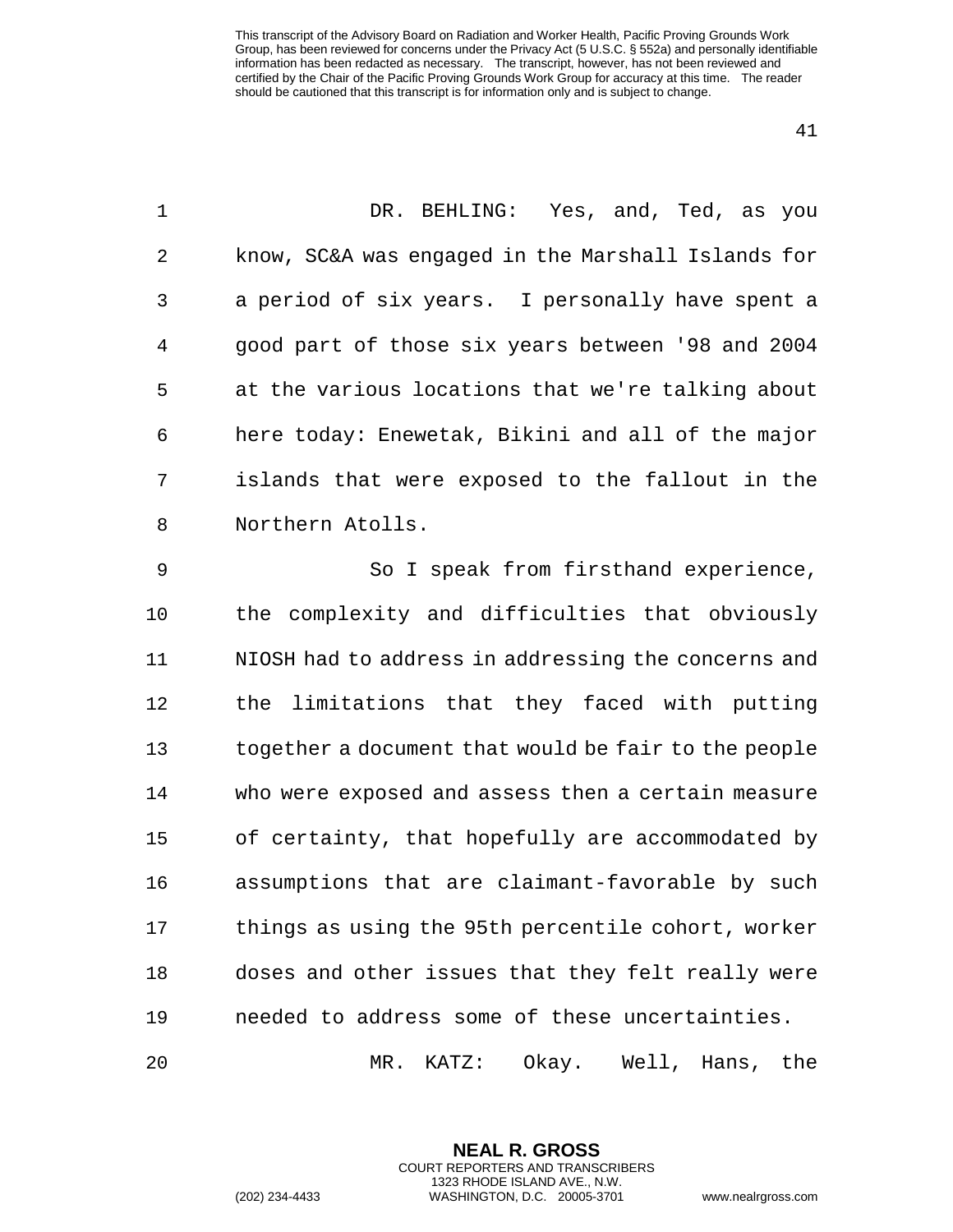This transcript of the Advisory Board on Radiation and Worker Health, Pacific Proving Grounds Work Group, has been reviewed for concerns under the Privacy Act (5 U.S.C. § 552a) and personally identifiable information has been redacted as necessary. The transcript, however, has not been reviewed and certified by the Chair of the Pacific Proving Grounds Work Group for accuracy at this time. The reader should be cautioned that this transcript is for information only and is subject to change.

DR. BEHLING: Yes, and, Ted, as you know, SC&A was engaged in the Marshall Islands for a period of six years. I personally have spent a good part of those six years between '98 and 2004 at the various locations that we're talking about here today: Enewetak, Bikini and all of the major islands that were exposed to the fallout in the Northern Atolls.

So I speak from firsthand experience, the complexity and difficulties that obviously NIOSH had to address in addressing the concerns and the limitations that they faced with putting together a document that would be fair to the people who were exposed and assess then a certain measure of certainty, that hopefully are accommodated by assumptions that are claimant-favorable by such things as using the 95th percentile cohort, worker doses and other issues that they felt really were needed to address some of these uncertainties.

MR. KATZ: Okay. Well, Hans, the

**NEAL R. GROSS**
COURT REPORTERS AND TRANSCRIBERS
1323 RHODE ISLAND AVE., N.W.
(202) 234-4433 WASHINGTON, D.C. 20005-3701 www.nealrgross.com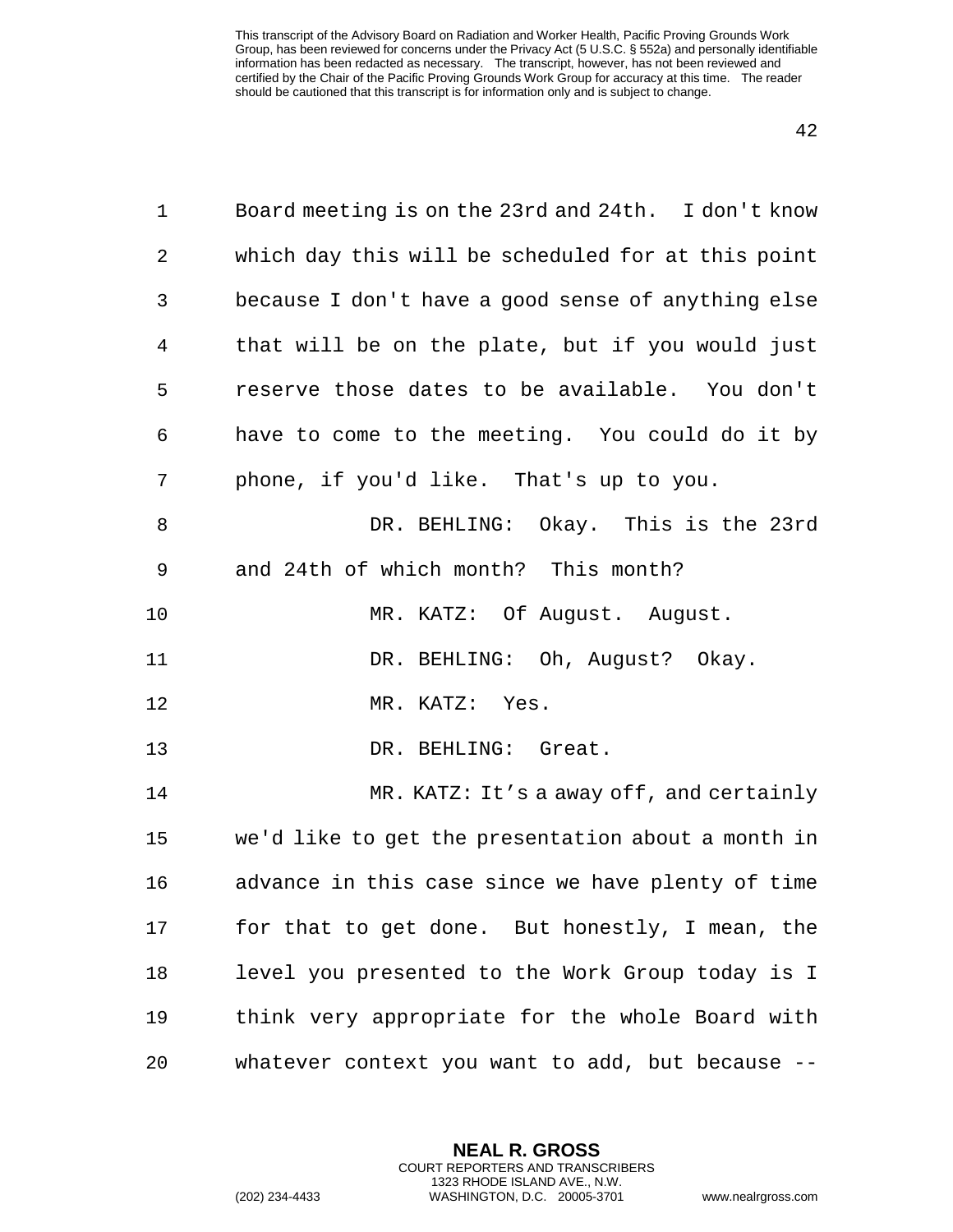Board meeting is on the 23rd and 24th. I don't know which day this will be scheduled for at this point because I don't have a good sense of anything else that will be on the plate, but if you would just reserve those dates to be available. You don't have to come to the meeting. You could do it by phone, if you'd like. That's up to you.

DR. BEHLING: Okay. This is the 23rd and 24th of which month? This month?

MR. KATZ: Of August. August.

DR. BEHLING: Oh, August? Okay.

MR. KATZ: Yes.

DR. BEHLING: Great.

MR. KATZ: It's a away off, and certainly we'd like to get the presentation about a month in advance in this case since we have plenty of time for that to get done. But honestly, I mean, the level you presented to the Work Group today is I think very appropriate for the whole Board with whatever context you want to add, but because --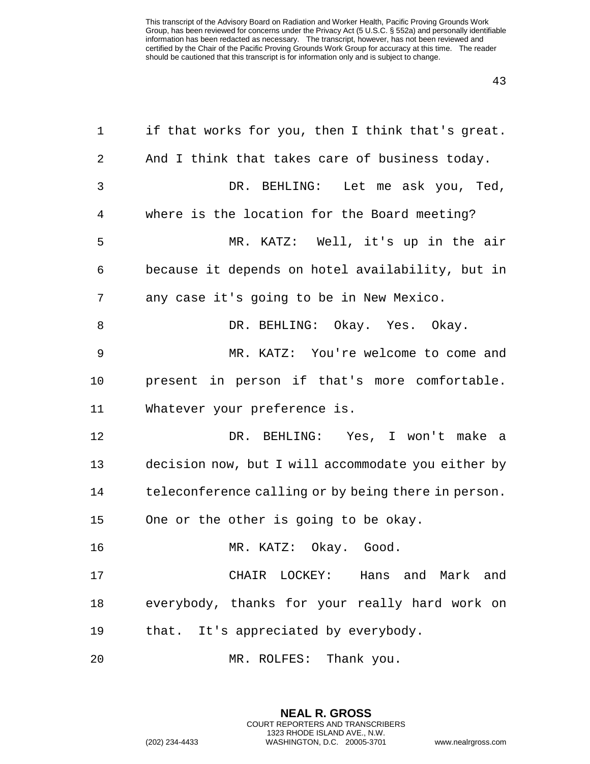if that works for you, then I think that's great. And I think that takes care of business today.

DR. BEHLING: Let me ask you, Ted, where is the location for the Board meeting?

MR. KATZ: Well, it's up in the air because it depends on hotel availability, but in any case it's going to be in New Mexico.

DR. BEHLING: Okay. Yes. Okay.

MR. KATZ: You're welcome to come and present in person if that's more comfortable. Whatever your preference is.

DR. BEHLING: Yes, I won't make a decision now, but I will accommodate you either by teleconference calling or by being there in person. One or the other is going to be okay.

MR. KATZ: Okay. Good.

CHAIR LOCKEY: Hans and Mark and everybody, thanks for your really hard work on that. It's appreciated by everybody.

MR. ROLFES: Thank you.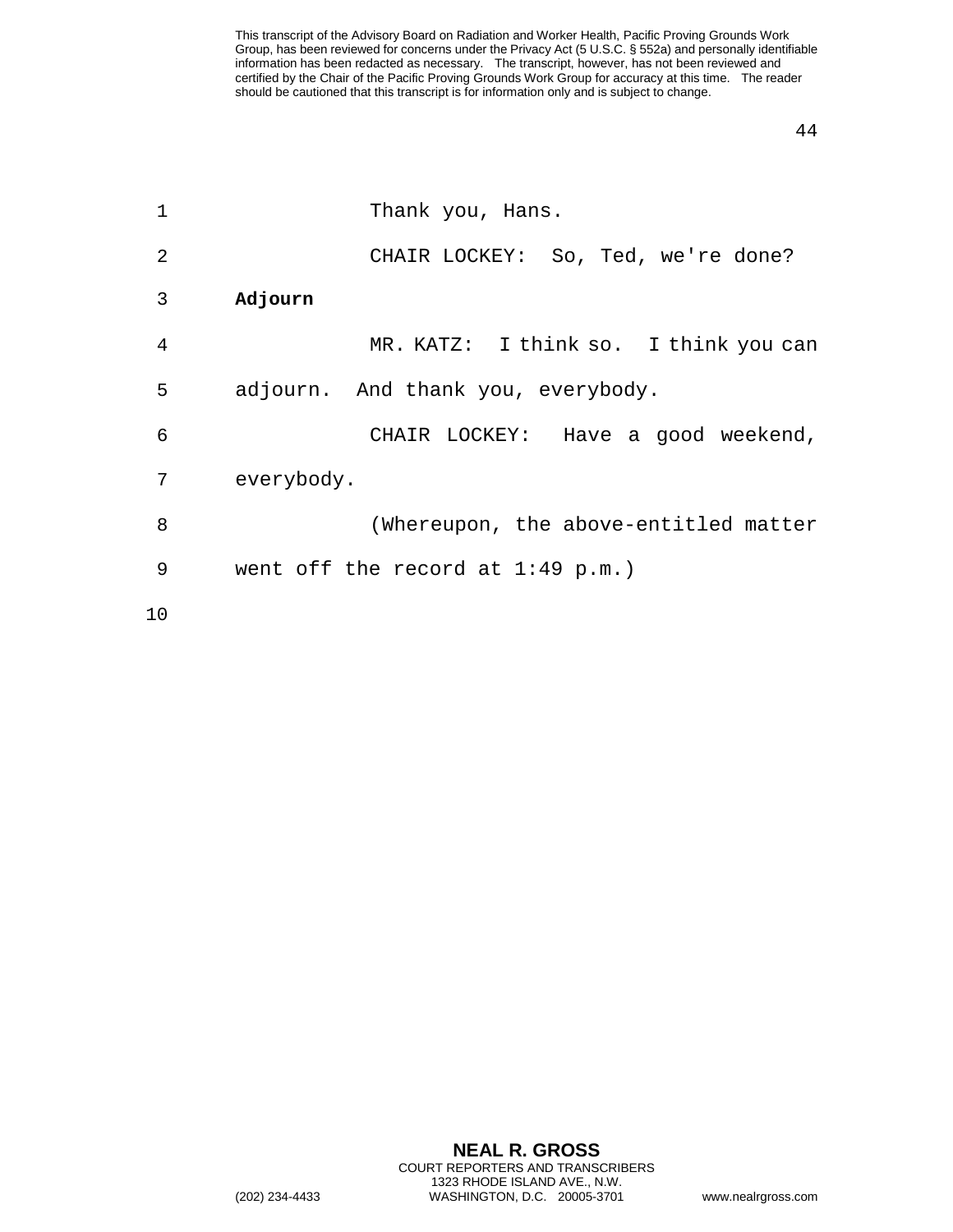This transcript of the Advisory Board on Radiation and Worker Health, Pacific Proving Grounds Work Group, has been reviewed for concerns under the Privacy Act (5 U.S.C. § 552a) and personally identifiable information has been redacted as necessary. The transcript, however, has not been reviewed and certified by the Chair of the Pacific Proving Grounds Work Group for accuracy at this time. The reader should be cautioned that this transcript is for information only and is subject to change.

Thank you, Hans.

CHAIR LOCKEY: So, Ted, we're done?

**Adjourn**

MR. KATZ: I think so. I think you can adjourn. And thank you, everybody.

CHAIR LOCKEY: Have a good weekend, everybody.

(Whereupon, the above-entitled matter went off the record at 1:49 p.m.)